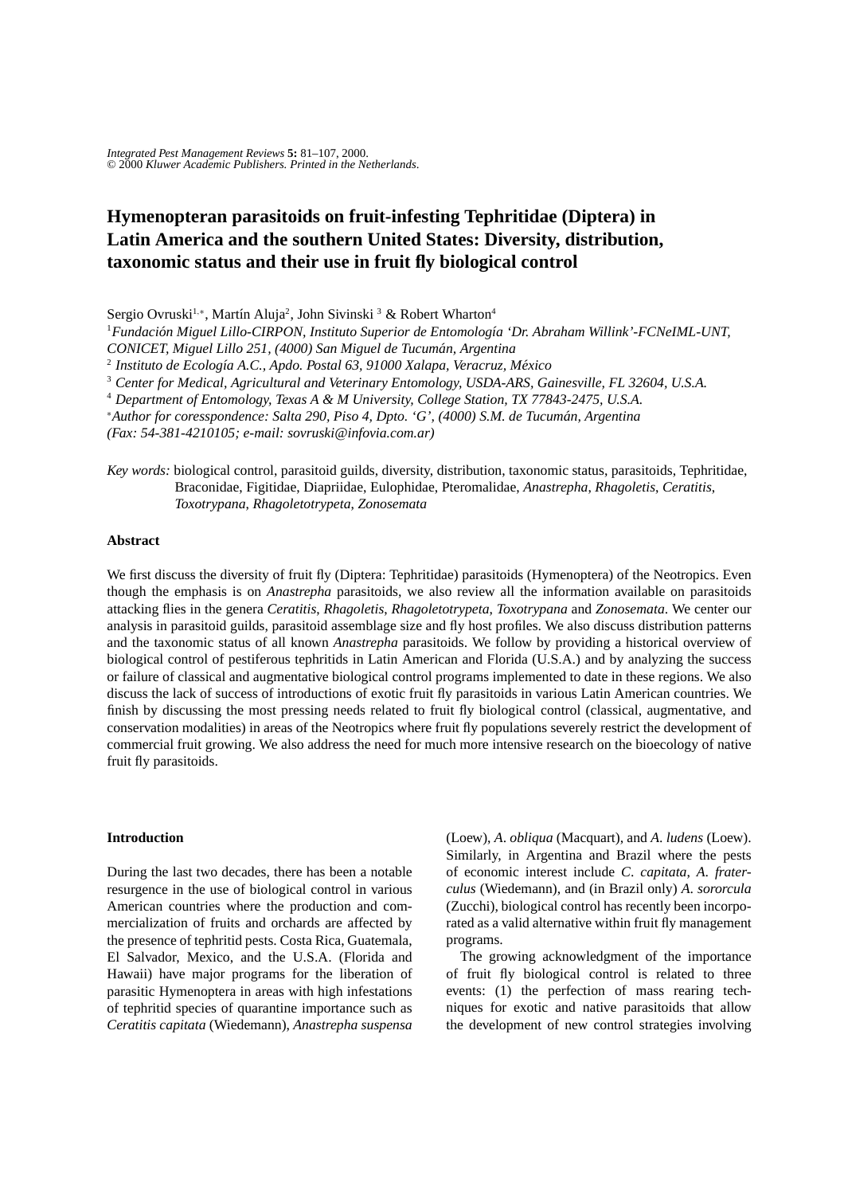# Hymenopteran parasitoids on fruit-infesting Tephritidae (Diptera) in Latin America and the southern United States: Diversity, distribution, taxonomic status and their use in fruit fly biological control

Sergio Ovruski[1,*], Martín Aluja[2], John Sivinski[3] & Robert Wharton[4]

[1]*Fundación Miguel Lillo-CIRPON, Instituto Superior de Entomología 'Dr. Abraham Willink'-FCNeIML-UNT, CONICET, Miguel Lillo 251, (4000) San Miguel de Tucumán, Argentina*

[2] *Instituto de Ecología A.C., Apdo. Postal 63, 91000 Xalapa, Veracruz, México*

[3] *Center for Medical, Agricultural and Veterinary Entomology, USDA-ARS, Gainesville, FL 32604, U.S.A.*

[4] *Department of Entomology, Texas A & M University, College Station, TX 77843-2475, U.S.A.*

[*]*Author for coresspondence: Salta 290, Piso 4, Dpto. 'G', (4000) S.M. de Tucumán, Argentina (Fax: 54-381-4210105; e-mail: sovruski@infovia.com.ar)*

*Key words:* biological control, parasitoid guilds, diversity, distribution, taxonomic status, parasitoids, Tephritidae, Braconidae, Figitidae, Diapriidae, Eulophidae, Pteromalidae, *Anastrepha*, *Rhagoletis*, *Ceratitis*, *Toxotrypana*, *Rhagoletotrypeta*, *Zonosemata*

## Abstract

We first discuss the diversity of fruit fly (Diptera: Tephritidae) parasitoids (Hymenoptera) of the Neotropics. Even though the emphasis is on *Anastrepha* parasitoids, we also review all the information available on parasitoids attacking flies in the genera *Ceratitis*, *Rhagoletis*, *Rhagoletotrypeta*, *Toxotrypana* and *Zonosemata*. We center our analysis in parasitoid guilds, parasitoid assemblage size and fly host profiles. We also discuss distribution patterns and the taxonomic status of all known *Anastrepha* parasitoids. We follow by providing a historical overview of biological control of pestiferous tephritids in Latin American and Florida (U.S.A.) and by analyzing the success or failure of classical and augmentative biological control programs implemented to date in these regions. We also discuss the lack of success of introductions of exotic fruit fly parasitoids in various Latin American countries. We finish by discussing the most pressing needs related to fruit fly biological control (classical, augmentative, and conservation modalities) in areas of the Neotropics where fruit fly populations severely restrict the development of commercial fruit growing. We also address the need for much more intensive research on the bioecology of native fruit fly parasitoids.

## Introduction

During the last two decades, there has been a notable resurgence in the use of biological control in various American countries where the production and commercialization of fruits and orchards are affected by the presence of tephritid pests. Costa Rica, Guatemala, El Salvador, Mexico, and the U.S.A. (Florida and Hawaii) have major programs for the liberation of parasitic Hymenoptera in areas with high infestations of tephritid species of quarantine importance such as *Ceratitis capitata* (Wiedemann), *Anastrepha suspensa* (Loew), *A. obliqua* (Macquart), and *A. ludens* (Loew). Similarly, in Argentina and Brazil where the pests of economic interest include *C. capitata*, *A. fraterculus* (Wiedemann), and (in Brazil only) *A. sororcula* (Zucchi), biological control has recently been incorporated as a valid alternative within fruit fly management programs.

The growing acknowledgment of the importance of fruit fly biological control is related to three events: (1) the perfection of mass rearing techniques for exotic and native parasitoids that allow the development of new control strategies involving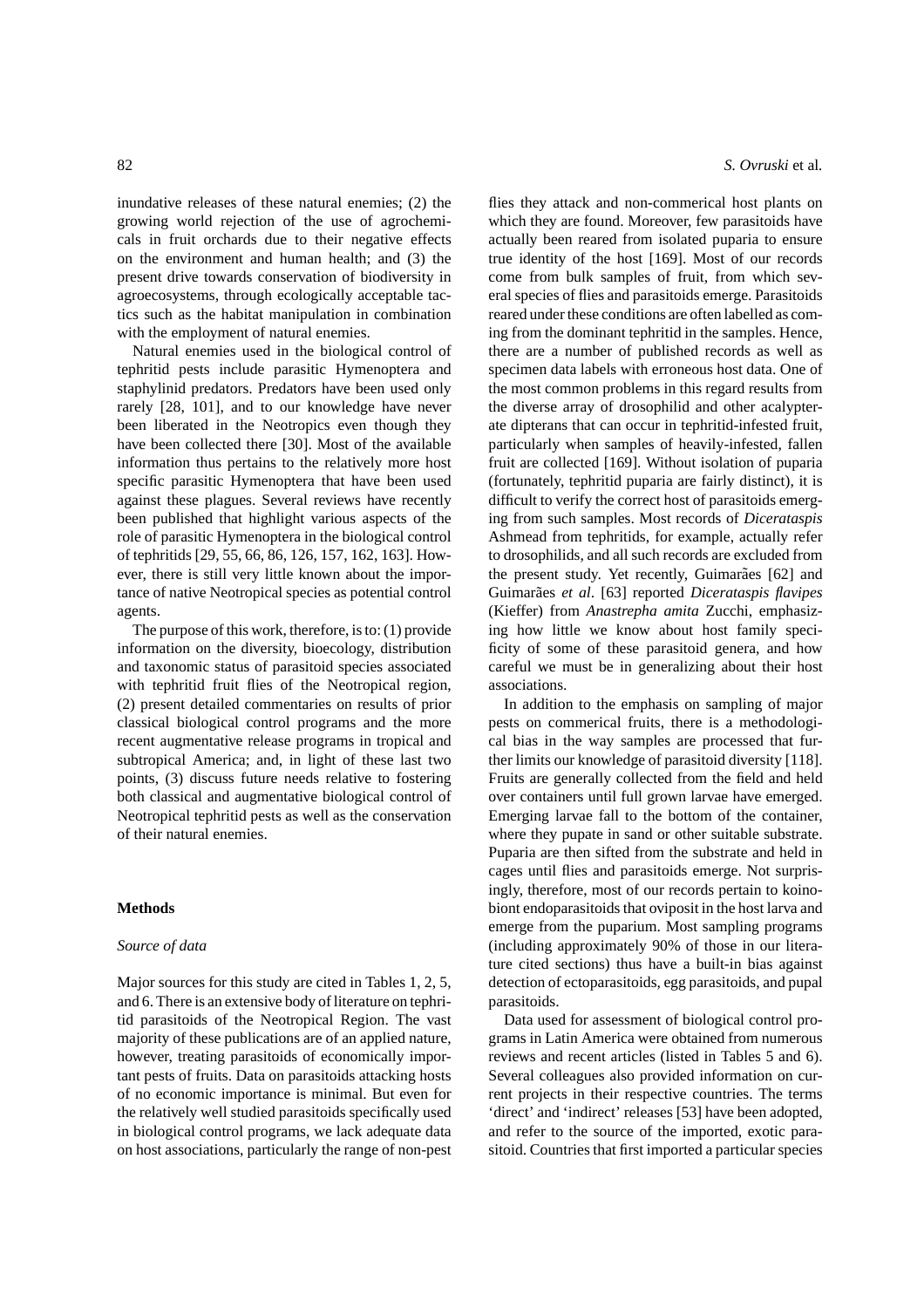inundative releases of these natural enemies; (2) the growing world rejection of the use of agrochemicals in fruit orchards due to their negative effects on the environment and human health; and (3) the present drive towards conservation of biodiversity in agroecosystems, through ecologically acceptable tactics such as the habitat manipulation in combination with the employment of natural enemies.

Natural enemies used in the biological control of tephritid pests include parasitic Hymenoptera and staphylinid predators. Predators have been used only rarely [28, 101], and to our knowledge have never been liberated in the Neotropics even though they have been collected there [30]. Most of the available information thus pertains to the relatively more host specific parasitic Hymenoptera that have been used against these plagues. Several reviews have recently been published that highlight various aspects of the role of parasitic Hymenoptera in the biological control of tephritids [29, 55, 66, 86, 126, 157, 162, 163]. However, there is still very little known about the importance of native Neotropical species as potential control agents.

The purpose of this work, therefore, is to: (1) provide information on the diversity, bioecology, distribution and taxonomic status of parasitoid species associated with tephritid fruit flies of the Neotropical region, (2) present detailed commentaries on results of prior classical biological control programs and the more recent augmentative release programs in tropical and subtropical America; and, in light of these last two points, (3) discuss future needs relative to fostering both classical and augmentative biological control of Neotropical tephritid pests as well as the conservation of their natural enemies.

## Methods

### *Source of data*

Major sources for this study are cited in Tables 1, 2, 5, and 6. There is an extensive body of literature on tephritid parasitoids of the Neotropical Region. The vast majority of these publications are of an applied nature, however, treating parasitoids of economically important pests of fruits. Data on parasitoids attacking hosts of no economic importance is minimal. But even for the relatively well studied parasitoids specifically used in biological control programs, we lack adequate data on host associations, particularly the range of non-pest flies they attack and non-commerical host plants on which they are found. Moreover, few parasitoids have actually been reared from isolated puparia to ensure true identity of the host [169]. Most of our records come from bulk samples of fruit, from which several species of flies and parasitoids emerge. Parasitoids reared under these conditions are often labelled as coming from the dominant tephritid in the samples. Hence, there are a number of published records as well as specimen data labels with erroneous host data. One of the most common problems in this regard results from the diverse array of drosophilid and other acalypterate dipterans that can occur in tephritid-infested fruit, particularly when samples of heavily-infested, fallen fruit are collected [169]. Without isolation of puparia (fortunately, tephritid puparia are fairly distinct), it is difficult to verify the correct host of parasitoids emerging from such samples. Most records of *Dicerataspis* Ashmead from tephritids, for example, actually refer to drosophilids, and all such records are excluded from the present study. Yet recently, Guimarães [62] and Guimarães *et al*. [63] reported *Dicerataspis flavipes* (Kieffer) from *Anastrepha amita* Zucchi, emphasizing how little we know about host family specificity of some of these parasitoid genera, and how careful we must be in generalizing about their host associations.

In addition to the emphasis on sampling of major pests on commerical fruits, there is a methodological bias in the way samples are processed that further limits our knowledge of parasitoid diversity [118]. Fruits are generally collected from the field and held over containers until full grown larvae have emerged. Emerging larvae fall to the bottom of the container, where they pupate in sand or other suitable substrate. Puparia are then sifted from the substrate and held in cages until flies and parasitoids emerge. Not surprisingly, therefore, most of our records pertain to koinobiont endoparasitoids that oviposit in the host larva and emerge from the puparium. Most sampling programs (including approximately 90% of those in our literature cited sections) thus have a built-in bias against detection of ectoparasitoids, egg parasitoids, and pupal parasitoids.

Data used for assessment of biological control programs in Latin America were obtained from numerous reviews and recent articles (listed in Tables 5 and 6). Several colleagues also provided information on current projects in their respective countries. The terms 'direct' and 'indirect' releases [53] have been adopted, and refer to the source of the imported, exotic parasitoid. Countries that first imported a particular species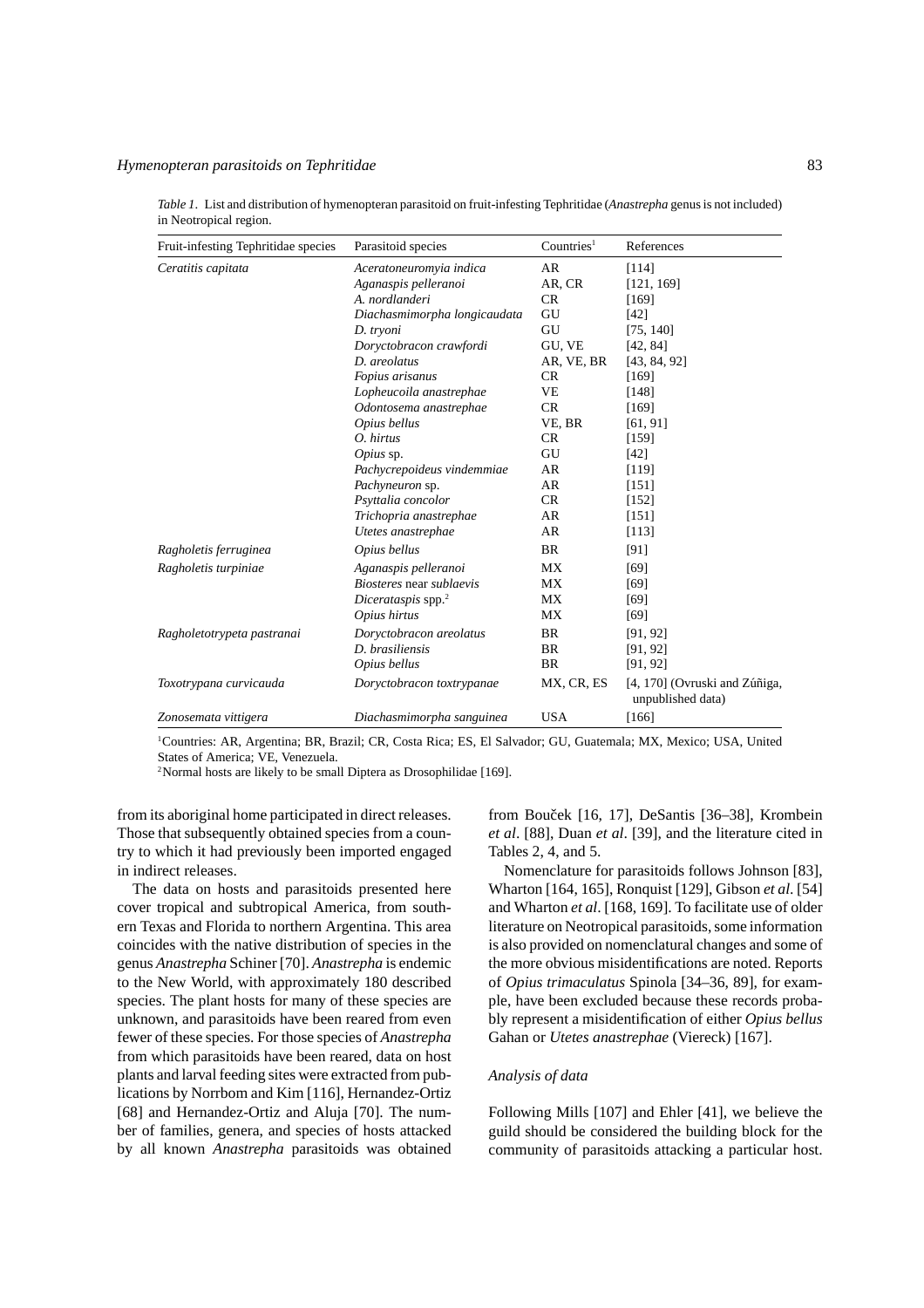*Table 1*. List and distribution of hymenopteran parasitoid on fruit-infesting Tephritidae (*Anastrepha* genus is not included) in Neotropical region.

| Fruit-infesting Tephritidae species | Parasitoid species | Countries[1] | References |
|---|---|---|---|
| *Ceratitis capitata* | *Aceratoneuromyia indica* | AR | [114] |
| | *Aganaspis pelleranoi* | AR, CR | [121, 169] |
| | *A. nordlanderi* | CR | [169] |
| | *Diachasmimorpha longicaudata* | GU | [42] |
| | *D. tryoni* | GU | [75, 140] |
| | *Doryctobracon crawfordi* | GU, VE | [42, 84] |
| | *D. areolatus* | AR, VE, BR | [43, 84, 92] |
| | *Fopius arisanus* | CR | [169] |
| | *Lopheucoila anastrephae* | VE | [148] |
| | *Odontosema anastrephae* | CR | [169] |
| | *Opius bellus* | VE, BR | [61, 91] |
| | *O. hirtus* | CR | [159] |
| | *Opius* sp. | GU | [42] |
| | *Pachycrepoideus vindemmiae* | AR | [119] |
| | *Pachyneuron* sp. | AR | [151] |
| | *Psyttalia concolor* | CR | [152] |
| | *Trichopria anastrephae* | AR | [151] |
| | *Utetes anastrephae* | AR | [113] |
| *Ragholetis ferruginea* | *Opius bellus* | BR | [91] |
| *Ragholetis turpiniae* | *Aganaspis pelleranoi* | MX | [69] |
| | *Biosteres* near *sublaevis* | MX | [69] |
| | *Dicerataspis* spp.[2] | MX | [69] |
| | *Opius hirtus* | MX | [69] |
| *Ragholetotrypeta pastranai* | *Doryctobracon areolatus* | BR | [91, 92] |
| | *D. brasiliensis* | BR | [91, 92] |
| | *Opius bellus* | BR | [91, 92] |
| *Toxotrypana curvicauda* | *Doryctobracon toxtrypanae* | MX, CR, ES | [4, 170] (Ovruski and Zúñiga, unpublished data) |
| *Zonosemata vittigera* | *Diachasmimorpha sanguinea* | USA | [166] |

[1]Countries: AR, Argentina; BR, Brazil; CR, Costa Rica; ES, El Salvador; GU, Guatemala; MX, Mexico; USA, United States of America; VE, Venezuela.
[2]Normal hosts are likely to be small Diptera as Drosophilidae [169].

from its aboriginal home participated in direct releases. Those that subsequently obtained species from a country to which it had previously been imported engaged in indirect releases.

The data on hosts and parasitoids presented here cover tropical and subtropical America, from southern Texas and Florida to northern Argentina. This area coincides with the native distribution of species in the genus *Anastrepha* Schiner [70]. *Anastrepha* is endemic to the New World, with approximately 180 described species. The plant hosts for many of these species are unknown, and parasitoids have been reared from even fewer of these species. For those species of *Anastrepha* from which parasitoids have been reared, data on host plants and larval feeding sites were extracted from publications by Norrbom and Kim [116], Hernandez-Ortiz [68] and Hernandez-Ortiz and Aluja [70]. The number of families, genera, and species of hosts attacked by all known *Anastrepha* parasitoids was obtained from Bouček [16, 17], DeSantis [36–38], Krombein *et al*. [88], Duan *et al*. [39], and the literature cited in Tables 2, 4, and 5.

Nomenclature for parasitoids follows Johnson [83], Wharton [164, 165], Ronquist [129], Gibson *et al*. [54] and Wharton *et al*. [168, 169]. To facilitate use of older literature on Neotropical parasitoids, some information is also provided on nomenclatural changes and some of the more obvious misidentifications are noted. Reports of *Opius trimaculatus* Spinola [34–36, 89], for example, have been excluded because these records probably represent a misidentification of either *Opius bellus* Gahan or *Utetes anastrephae* (Viereck) [167].

### *Analysis of data*

Following Mills [107] and Ehler [41], we believe the guild should be considered the building block for the community of parasitoids attacking a particular host.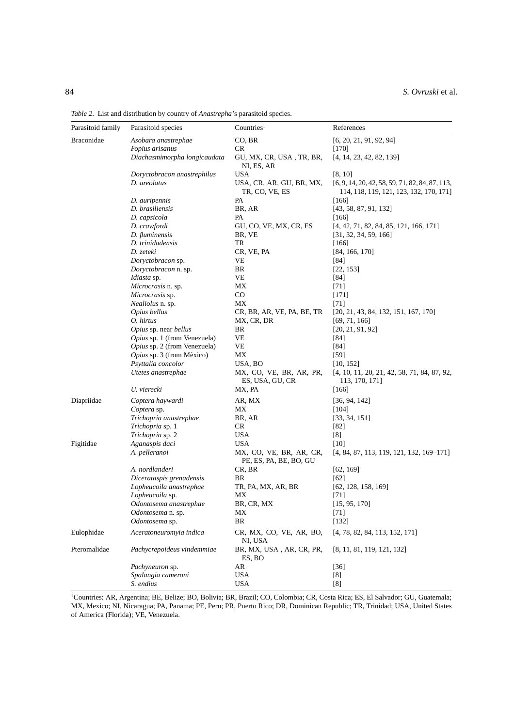*Table 2*. List and distribution by country of *Anastrepha*'s parasitoid species.

| Parasitoid family | Parasitoid species | Countries[1] | References |
|---|---|---|---|
| Braconidae | *Asobara anastrephae* | CO, BR | [6, 20, 21, 91, 92, 94] |
| | *Fopius arisanus* | CR | [170] |
| | *Diachasmimorpha longicaudata* | GU, MX, CR, USA , TR, BR, NI, ES, AR | [4, 14, 23, 42, 82, 139] |
| | *Doryctobracon anastrephilus* | USA | [8, 10] |
| | *D. areolatus* | USA, CR, AR, GU, BR, MX, TR, CO, VE, ES | [6, 9, 14, 20, 42, 58, 59, 71, 82, 84, 87, 113, 114, 118, 119, 121, 123, 132, 170, 171] |
| | *D. auripennis* | PA | [166] |
| | *D. brasiliensis* | BR, AR | [43, 58, 87, 91, 132] |
| | *D. capsicola* | PA | [166] |
| | *D. crawfordi* | GU, CO, VE, MX, CR, ES | [4, 42, 71, 82, 84, 85, 121, 166, 171] |
| | *D. fluminensis* | BR, VE | [31, 32, 34, 59, 166] |
| | *D. trinidadensis* | TR | [166] |
| | *D. zeteki* | CR, VE, PA | [84, 166, 170] |
| | *Doryctobracon* sp. | VE | [84] |
| | *Doryctobracon* n. sp. | BR | [22, 153] |
| | *Idiasta* sp. | VE | [84] |
| | *Microcrasis* n. sp. | MX | [71] |
| | *Microcrasis* sp. | CO | [171] |
| | *Nealiolus* n. sp. | MX | [71] |
| | *Opius bellus* | CR, BR, AR, VE, PA, BE, TR | [20, 21, 43, 84, 132, 151, 167, 170] |
| | *O. hirtus* | MX, CR, DR | [69, 71, 166] |
| | *Opius* sp. near *bellus* | BR | [20, 21, 91, 92] |
| | *Opius* sp. 1 (from Venezuela) | VE | [84] |
| | *Opius* sp. 2 (from Venezuela) | VE | [84] |
| | *Opius* sp. 3 (from México) | MX | [59] |
| | *Psyttalia concolor* | USA, BO | [10, 152] |
| | *Utetes anastrephae* | MX, CO, VE, BR, AR, PR, ES, USA, GU, CR | [4, 10, 11, 20, 21, 42, 58, 71, 84, 87, 92, 113, 170, 171] |
| | *U. vierecki* | MX, PA | [166] |
| Diapriidae | *Coptera haywardi* | AR, MX | [36, 94, 142] |
| | *Coptera* sp. | MX | [104] |
| | *Trichopria anastrephae* | BR, AR | [33, 34, 151] |
| | *Trichopria* sp. 1 | CR | [82] |
| | *Trichopria* sp. 2 | USA | [8] |
| Figitidae | *Aganaspis daci* | USA | [10] |
| | *A. pelleranoi* | MX, CO, VE, BR, AR, CR, PE, ES, PA, BE, BO, GU | [4, 84, 87, 113, 119, 121, 132, 169–171] |
| | *A. nordlanderi* | CR, BR | [62, 169] |
| | *Dicerataspis grenadensis* | BR | [62] |
| | *Lopheucoila anastrephae* | TR, PA, MX, AR, BR | [62, 128, 158, 169] |
| | *Lopheucoila* sp. | MX | [71] |
| | *Odontosema anastrephae* | BR, CR, MX | [15, 95, 170] |
| | *Odontosema* n. sp. | MX | [71] |
| | *Odontosema* sp. | BR | [132] |
| Eulophidae | *Aceratoneuromyia indica* | CR, MX, CO, VE, AR, BO, NI, USA | [4, 78, 82, 84, 113, 152, 171] |
| Pteromalidae | *Pachycrepoideus vindemmiae* | BR, MX, USA , AR, CR, PR, ES, BO | [8, 11, 81, 119, 121, 132] |
| | *Pachyneuron* sp. | AR | [36] |
| | *Spalangia cameroni* | USA | [8] |
| | *S. endius* | USA | [8] |

[1]Countries: AR, Argentina; BE, Belize; BO, Bolivia; BR, Brazil; CO, Colombia; CR, Costa Rica; ES, El Salvador; GU, Guatemala; MX, Mexico; NI, Nicaragua; PA, Panama; PE, Peru; PR, Puerto Rico; DR, Dominican Republic; TR, Trinidad; USA, United States of America (Florida); VE, Venezuela.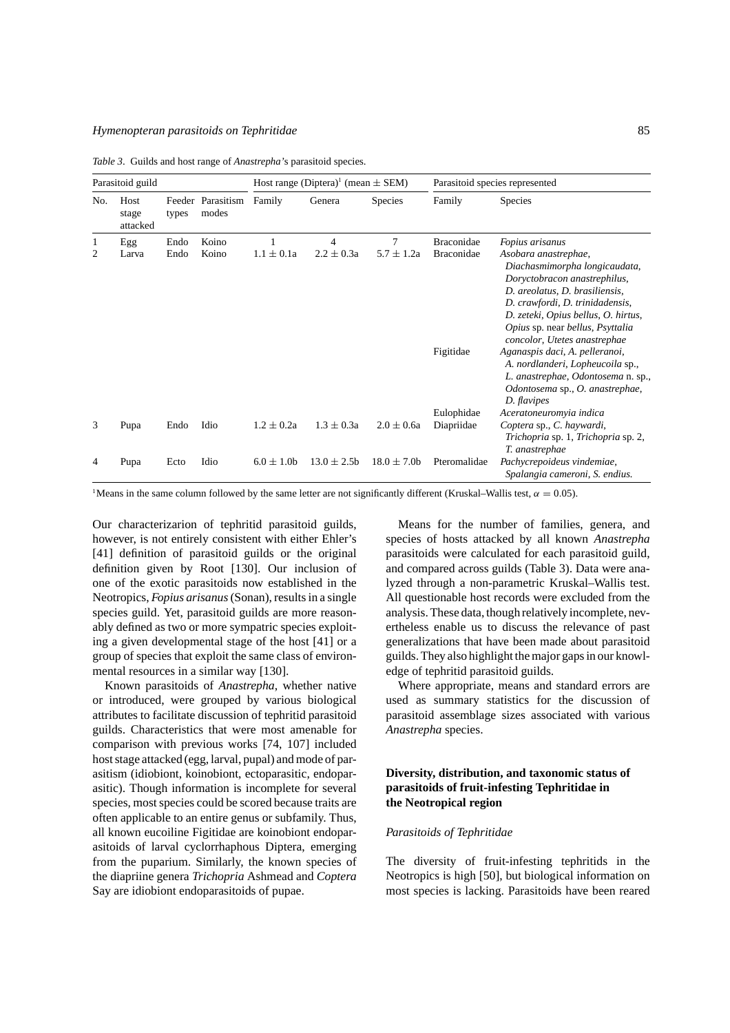*Table 3*. Guilds and host range of *Anastrepha*'s parasitoid species.

| Parasitoid guild | | | | Host range (Diptera)[1] (mean ± SEM) | | | Parasitoid species represented | |
|---|---|---|---|---|---|---|---|---|
| No. | Host stage attacked | Feeder types | Parasitism modes | Family | Genera | Species | Family | Species |
| 1 | Egg | Endo | Koino | 1 | 4 | 7 | Braconidae | *Fopius arisanus* |
| 2 | Larva | Endo | Koino | 1.1 ± 0.1a | 2.2 ± 0.3a | 5.7 ± 1.2a | Braconidae | *Asobara anastrephae, Diachasmimorpha longicaudata, Doryctobracon anastrephilus, D. areolatus, D. brasiliensis, D. crawfordi, D. trinidadensis, D. zeteki, Opius bellus, O. hirtus, Opius* sp. near *bellus, Psyttalia concolor, Utetes anastrephae* |
| | | | | | | | Figitidae | *Aganaspis daci, A. pelleranoi, A. nordlanderi, Lopheucoila* sp., *L. anastrephae, Odontosema* n. sp., *Odontosema* sp., *O. anastrephae, D. flavipes* |
| | | | | | | | Eulophidae | *Aceratoneuromyia indica* |
| 3 | Pupa | Endo | Idio | 1.2 ± 0.2a | 1.3 ± 0.3a | 2.0 ± 0.6a | Diapriidae | *Coptera* sp., *C. haywardi, Trichopria* sp. 1, *Trichopria* sp. 2, *T. anastrephae* |
| 4 | Pupa | Ecto | Idio | 6.0 ± 1.0b | 13.0 ± 2.5b | 18.0 ± 7.0b | Pteromalidae | *Pachycrepoideus vindemiae, Spalangia cameroni, S. endius.* |

[1]Means in the same column followed by the same letter are not significantly different (Kruskal–Wallis test, $\alpha = 0.05$).

Our characterizarion of tephritid parasitoid guilds, however, is not entirely consistent with either Ehler's [41] definition of parasitoid guilds or the original definition given by Root [130]. Our inclusion of one of the exotic parasitoids now established in the Neotropics, *Fopius arisanus* (Sonan), results in a single species guild. Yet, parasitoid guilds are more reasonably defined as two or more sympatric species exploiting a given developmental stage of the host [41] or a group of species that exploit the same class of environmental resources in a similar way [130].

Known parasitoids of *Anastrepha*, whether native or introduced, were grouped by various biological attributes to facilitate discussion of tephritid parasitoid guilds. Characteristics that were most amenable for comparison with previous works [74, 107] included host stage attacked (egg, larval, pupal) and mode of parasitism (idiobiont, koinobiont, ectoparasitic, endoparasitic). Though information is incomplete for several species, most species could be scored because traits are often applicable to an entire genus or subfamily. Thus, all known eucoiline Figitidae are koinobiont endoparasitoids of larval cyclorrhaphous Diptera, emerging from the puparium. Similarly, the known species of the diapriine genera *Trichopria* Ashmead and *Coptera* Say are idiobiont endoparasitoids of pupae.

Means for the number of families, genera, and species of hosts attacked by all known *Anastrepha* parasitoids were calculated for each parasitoid guild, and compared across guilds (Table 3). Data were analyzed through a non-parametric Kruskal–Wallis test. All questionable host records were excluded from the analysis. These data, though relatively incomplete, nevertheless enable us to discuss the relevance of past generalizations that have been made about parasitoid guilds. They also highlight the major gaps in our knowledge of tephritid parasitoid guilds.

Where appropriate, means and standard errors are used as summary statistics for the discussion of parasitoid assemblage sizes associated with various *Anastrepha* species.

## Diversity, distribution, and taxonomic status of parasitoids of fruit-infesting Tephritidae in the Neotropical region

### *Parasitoids of Tephritidae*

The diversity of fruit-infesting tephritids in the Neotropics is high [50], but biological information on most species is lacking. Parasitoids have been reared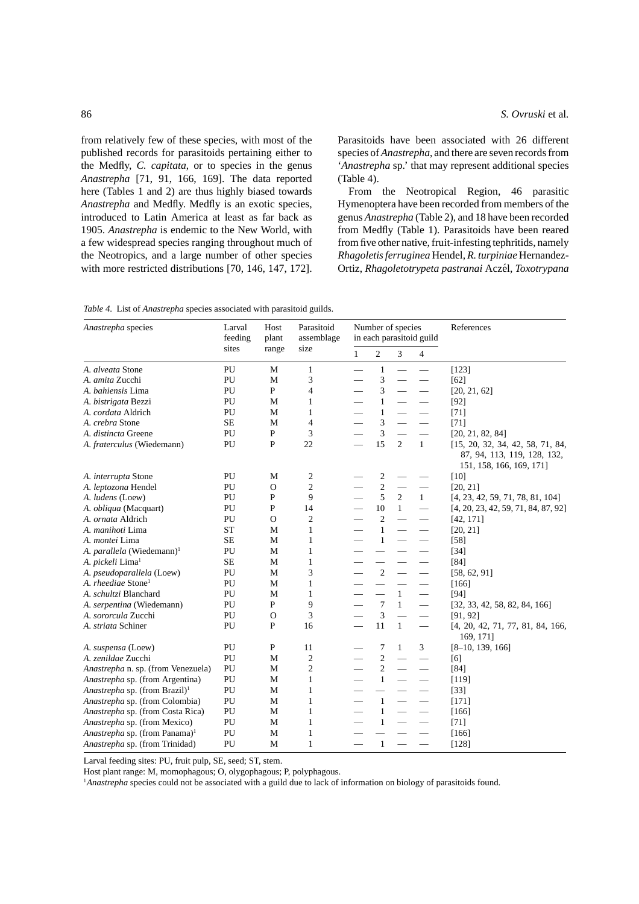from relatively few of these species, with most of the published records for parasitoids pertaining either to the Medfly, *C. capitata*, or to species in the genus *Anastrepha* [71, 91, 166, 169]. The data reported here (Tables 1 and 2) are thus highly biased towards *Anastrepha* and Medfly. Medfly is an exotic species, introduced to Latin America at least as far back as 1905. *Anastrepha* is endemic to the New World, with a few widespread species ranging throughout much of the Neotropics, and a large number of other species with more restricted distributions [70, 146, 147, 172]. Parasitoids have been associated with 26 different species of *Anastrepha*, and there are seven records from '*Anastrepha* sp.' that may represent additional species (Table 4).

From the Neotropical Region, 46 parasitic Hymenoptera have been recorded from members of the genus *Anastrepha* (Table 2), and 18 have been recorded from Medfly (Table 1). Parasitoids have been reared from five other native, fruit-infesting tephritids, namely *Rhagoletis ferruginea* Hendel, *R. turpiniae* Hernandez-Ortiz, *Rhagoletotrypeta pastranai* Aczél, *Toxotrypana*

*Table 4.* List of *Anastrepha* species associated with parasitoid guilds.

| *Anastrepha* species | Larval feeding sites | Host plant range | Parasitoid assemblage size | Number of species in each parasitoid guild | | | | References |
|---|---|---|---|---|---|---|---|---|
| | | | | 1 | 2 | 3 | 4 | |
| *A. alveata* Stone | PU | M | 1 | — | 1 | — | — | [123] |
| *A. amita* Zucchi | PU | M | 3 | — | 3 | — | — | [62] |
| *A. bahiensis* Lima | PU | P | 4 | — | 3 | — | — | [20, 21, 62] |
| *A. bistrigata* Bezzi | PU | M | 1 | — | 1 | — | — | [92] |
| *A. cordata* Aldrich | PU | M | 1 | — | 1 | — | — | [71] |
| *A. crebra* Stone | SE | M | 4 | — | 3 | — | — | [71] |
| *A. distincta* Greene | PU | P | 3 | — | 3 | — | — | [20, 21, 82, 84] |
| *A. fraterculus* (Wiedemann) | PU | P | 22 | — | 15 | 2 | 1 | [15, 20, 32, 34, 42, 58, 71, 84, 87, 94, 113, 119, 128, 132, 151, 158, 166, 169, 171] |
| *A. interrupta* Stone | PU | M | 2 | — | 2 | — | — | [10] |
| *A. leptozona* Hendel | PU | O | 2 | — | 2 | — | — | [20, 21] |
| *A. ludens* (Loew) | PU | P | 9 | — | 5 | 2 | 1 | [4, 23, 42, 59, 71, 78, 81, 104] |
| *A. obliqua* (Macquart) | PU | P | 14 | — | 10 | 1 | — | [4, 20, 23, 42, 59, 71, 84, 87, 92] |
| *A. ornata* Aldrich | PU | O | 2 | — | 2 | — | — | [42, 171] |
| *A. manihoti* Lima | ST | M | 1 | — | 1 | — | — | [20, 21] |
| *A. montei* Lima | SE | M | 1 | — | 1 | — | — | [58] |
| *A. parallela* (Wiedemann)[1] | PU | M | 1 | — | — | — | — | [34] |
| *A. pickeli* Lima[1] | SE | M | 1 | — | — | — | — | [84] |
| *A. pseudoparallela* (Loew) | PU | M | 3 | — | 2 | — | — | [58, 62, 91] |
| *A. rheediae* Stone[1] | PU | M | 1 | — | — | — | — | [166] |
| *A. schultzi* Blanchard | PU | M | 1 | — | — | 1 | — | [94] |
| *A. serpentina* (Wiedemann) | PU | P | 9 | — | 7 | 1 | — | [32, 33, 42, 58, 82, 84, 166] |
| *A. sororcula* Zucchi | PU | O | 3 | — | 3 | — | — | [91, 92] |
| *A. striata* Schiner | PU | P | 16 | — | 11 | 1 | — | [4, 20, 42, 71, 77, 81, 84, 166, 169, 171] |
| *A. suspensa* (Loew) | PU | P | 11 | — | 7 | 1 | 3 | [8–10, 139, 166] |
| *A. zenildae* Zucchi | PU | M | 2 | — | 2 | — | — | [6] |
| *Anastrepha* n. sp. (from Venezuela) | PU | M | 2 | — | 2 | — | — | [84] |
| *Anastrepha* sp. (from Argentina) | PU | M | 1 | — | 1 | — | — | [119] |
| *Anastrepha* sp. (from Brazil)[1] | PU | M | 1 | — | — | — | — | [33] |
| *Anastrepha* sp. (from Colombia) | PU | M | 1 | — | 1 | — | — | [171] |
| *Anastrepha* sp. (from Costa Rica) | PU | M | 1 | — | 1 | — | — | [166] |
| *Anastrepha* sp. (from Mexico) | PU | M | 1 | — | 1 | — | — | [71] |
| *Anastrepha* sp. (from Panama)[1] | PU | M | 1 | — | — | — | — | [166] |
| *Anastrepha* sp. (from Trinidad) | PU | M | 1 | — | 1 | — | — | [128] |

Larval feeding sites: PU, fruit pulp, SE, seed; ST, stem.

Host plant range: M, momophagous; O, olygophagous; P, polyphagous.

[1]*Anastrepha* species could not be associated with a guild due to lack of information on biology of parasitoids found.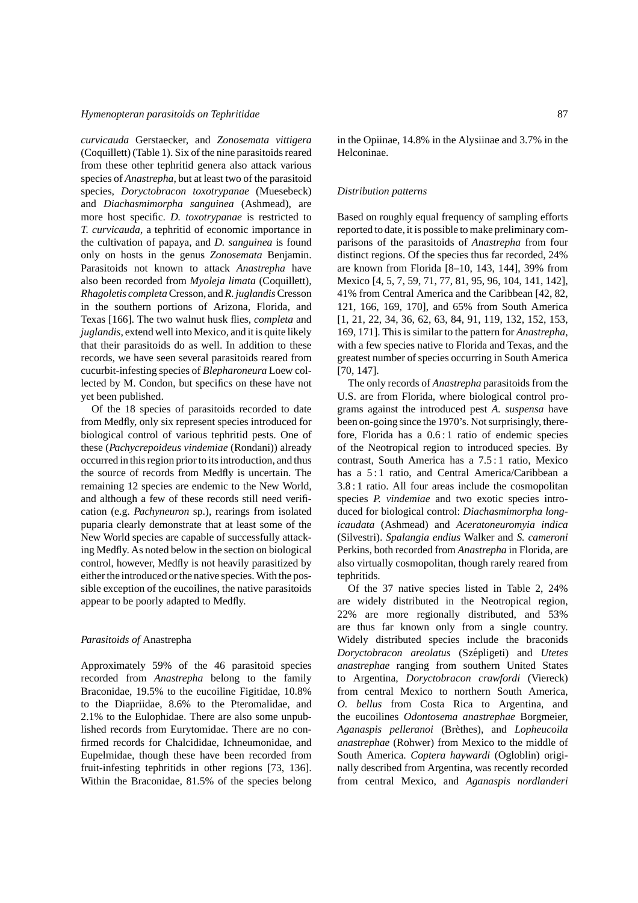*curvicauda* Gerstaecker, and *Zonosemata vittigera* (Coquillett) (Table 1). Six of the nine parasitoids reared from these other tephritid genera also attack various species of *Anastrepha*, but at least two of the parasitoid species, *Doryctobracon toxotrypanae* (Muesebeck) and *Diachasmimorpha sanguinea* (Ashmead), are more host specific. *D. toxotrypanae* is restricted to *T. curvicauda*, a tephritid of economic importance in the cultivation of papaya, and *D. sanguinea* is found only on hosts in the genus *Zonosemata* Benjamin. Parasitoids not known to attack *Anastrepha* have also been recorded from *Myoleja limata* (Coquillett), *Rhagoletis completa* Cresson, and *R. juglandis* Cresson in the southern portions of Arizona, Florida, and Texas [166]. The two walnut husk flies, *completa* and *juglandis*, extend well into Mexico, and it is quite likely that their parasitoids do as well. In addition to these records, we have seen several parasitoids reared from cucurbit-infesting species of *Blepharoneura* Loew collected by M. Condon, but specifics on these have not yet been published.

Of the 18 species of parasitoids recorded to date from Medfly, only six represent species introduced for biological control of various tephritid pests. One of these (*Pachycrepoideus vindemiae* (Rondani)) already occurred in this region prior to its introduction, and thus the source of records from Medfly is uncertain. The remaining 12 species are endemic to the New World, and although a few of these records still need verification (e.g. *Pachyneuron* sp.), rearings from isolated puparia clearly demonstrate that at least some of the New World species are capable of successfully attacking Medfly. As noted below in the section on biological control, however, Medfly is not heavily parasitized by either the introduced or the native species. With the possible exception of the eucoilines, the native parasitoids appear to be poorly adapted to Medfly.

### *Parasitoids of* Anastrepha

Approximately 59% of the 46 parasitoid species recorded from *Anastrepha* belong to the family Braconidae, 19.5% to the eucoiline Figitidae, 10.8% to the Diapriidae, 8.6% to the Pteromalidae, and 2.1% to the Eulophidae. There are also some unpublished records from Eurytomidae. There are no confirmed records for Chalcididae, Ichneumonidae, and Eupelmidae, though these have been recorded from fruit-infesting tephritids in other regions [73, 136]. Within the Braconidae, 81.5% of the species belong in the Opiinae, 14.8% in the Alysiinae and 3.7% in the Helconinae.

### *Distribution patterns*

Based on roughly equal frequency of sampling efforts reported to date, it is possible to make preliminary comparisons of the parasitoids of *Anastrepha* from four distinct regions. Of the species thus far recorded, 24% are known from Florida [8–10, 143, 144], 39% from Mexico [4, 5, 7, 59, 71, 77, 81, 95, 96, 104, 141, 142], 41% from Central America and the Caribbean [42, 82, 121, 166, 169, 170], and 65% from South America [1, 21, 22, 34, 36, 62, 63, 84, 91, 119, 132, 152, 153, 169, 171]. This is similar to the pattern for *Anastrepha*, with a few species native to Florida and Texas, and the greatest number of species occurring in South America [70, 147].

The only records of *Anastrepha* parasitoids from the U.S. are from Florida, where biological control programs against the introduced pest *A. suspensa* have been on-going since the 1970's. Not surprisingly, therefore, Florida has a 0.6 : 1 ratio of endemic species of the Neotropical region to introduced species. By contrast, South America has a 7.5 : 1 ratio, Mexico has a 5 : 1 ratio, and Central America/Caribbean a 3.8 : 1 ratio. All four areas include the cosmopolitan species *P. vindemiae* and two exotic species introduced for biological control: *Diachasmimorpha longicaudata* (Ashmead) and *Aceratoneuromyia indica* (Silvestri). *Spalangia endius* Walker and *S. cameroni* Perkins, both recorded from *Anastrepha* in Florida, are also virtually cosmopolitan, though rarely reared from tephritids.

Of the 37 native species listed in Table 2, 24% are widely distributed in the Neotropical region, 22% are more regionally distributed, and 53% are thus far known only from a single country. Widely distributed species include the braconids *Doryctobracon areolatus* (Szépligeti) and *Utetes anastrephae* ranging from southern United States to Argentina, *Doryctobracon crawfordi* (Viereck) from central Mexico to northern South America, *O. bellus* from Costa Rica to Argentina, and the eucoilines *Odontosema anastrephae* Borgmeier, *Aganaspis pelleranoi* (Brèthes), and *Lopheucoila anastrephae* (Rohwer) from Mexico to the middle of South America. *Coptera haywardi* (Ogloblin) originally described from Argentina, was recently recorded from central Mexico, and *Aganaspis nordlanderi*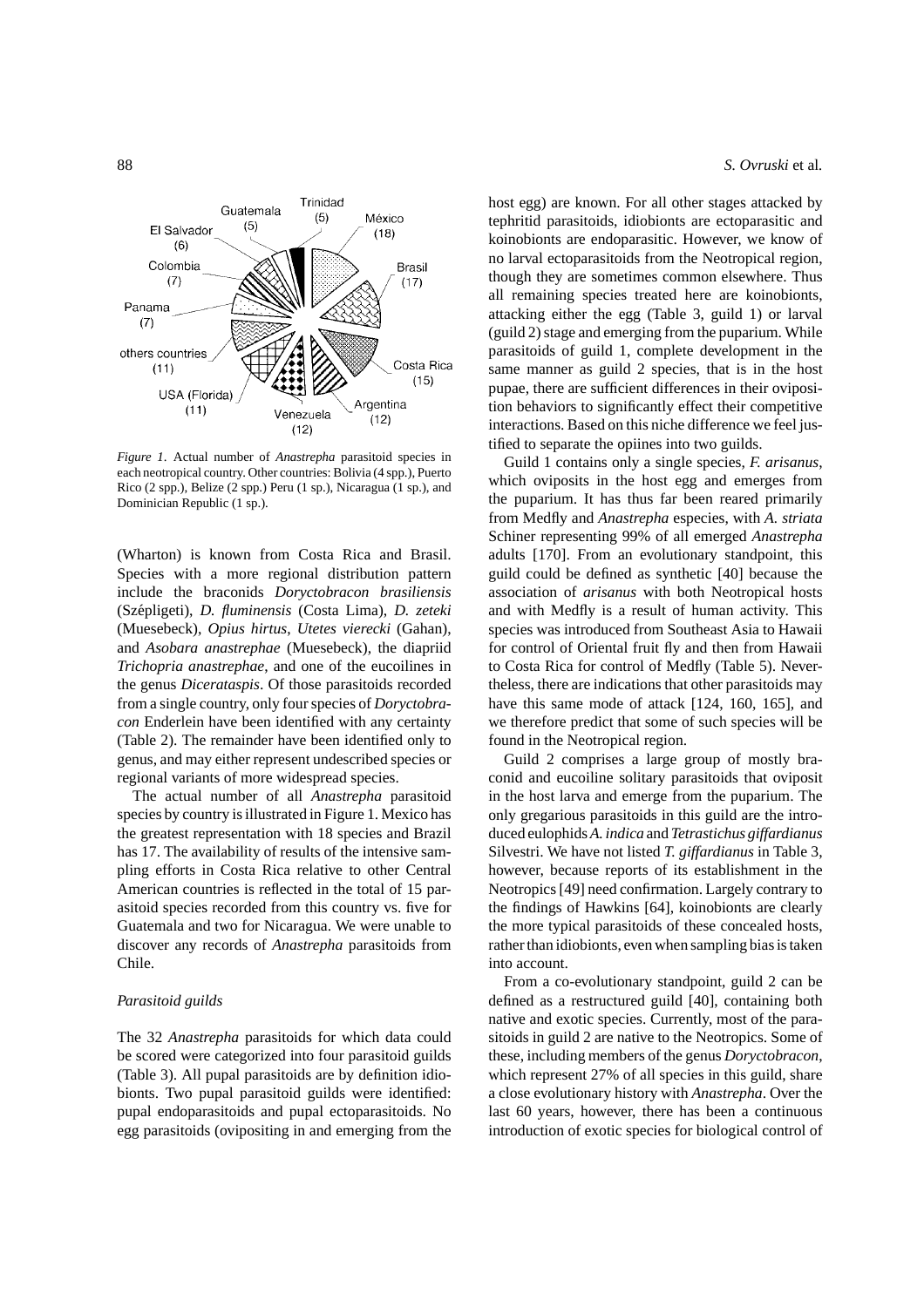*Figure 1*. Actual number of *Anastrepha* parasitoid species in each neotropical country. Other countries: Bolivia (4 spp.), Puerto Rico (2 spp.), Belize (2 spp.) Peru (1 sp.), Nicaragua (1 sp.), and Dominician Republic (1 sp.).

(Wharton) is known from Costa Rica and Brasil. Species with a more regional distribution pattern include the braconids *Doryctobracon brasiliensis* (Szépligeti), *D. fluminensis* (Costa Lima), *D. zeteki* (Muesebeck), *Opius hirtus*, *Utetes vierecki* (Gahan), and *Asobara anastrephae* (Muesebeck), the diapriid *Trichopria anastrephae*, and one of the eucoilines in the genus *Dicerataspis*. Of those parasitoids recorded from a single country, only four species of *Doryctobracon* Enderlein have been identified with any certainty (Table 2). The remainder have been identified only to genus, and may either represent undescribed species or regional variants of more widespread species.

The actual number of all *Anastrepha* parasitoid species by country is illustrated in Figure 1. Mexico has the greatest representation with 18 species and Brazil has 17. The availability of results of the intensive sampling efforts in Costa Rica relative to other Central American countries is reflected in the total of 15 parasitoid species recorded from this country vs. five for Guatemala and two for Nicaragua. We were unable to discover any records of *Anastrepha* parasitoids from Chile.

### *Parasitoid guilds*

The 32 *Anastrepha* parasitoids for which data could be scored were categorized into four parasitoid guilds (Table 3). All pupal parasitoids are by definition idiobionts. Two pupal parasitoid guilds were identified: pupal endoparasitoids and pupal ectoparasitoids. No egg parasitoids (ovipositing in and emerging from the host egg) are known. For all other stages attacked by tephritid parasitoids, idiobionts are ectoparasitic and koinobionts are endoparasitic. However, we know of no larval ectoparasitoids from the Neotropical region, though they are sometimes common elsewhere. Thus all remaining species treated here are koinobionts, attacking either the egg (Table 3, guild 1) or larval (guild 2) stage and emerging from the puparium. While parasitoids of guild 1, complete development in the same manner as guild 2 species, that is in the host pupae, there are sufficient differences in their oviposition behaviors to significantly effect their competitive interactions. Based on this niche difference we feel justified to separate the opiines into two guilds.

Guild 1 contains only a single species, *F. arisanus*, which oviposits in the host egg and emerges from the puparium. It has thus far been reared primarily from Medfly and *Anastrepha* especies, with *A. striata* Schiner representing 99% of all emerged *Anastrepha* adults [170]. From an evolutionary standpoint, this guild could be defined as synthetic [40] because the association of *arisanus* with both Neotropical hosts and with Medfly is a result of human activity. This species was introduced from Southeast Asia to Hawaii for control of Oriental fruit fly and then from Hawaii to Costa Rica for control of Medfly (Table 5). Nevertheless, there are indications that other parasitoids may have this same mode of attack [124, 160, 165], and we therefore predict that some of such species will be found in the Neotropical region.

Guild 2 comprises a large group of mostly braconid and eucoiline solitary parasitoids that oviposit in the host larva and emerge from the puparium. The only gregarious parasitoids in this guild are the introduced eulophids *A. indica* and *Tetrastichus giffardianus* Silvestri. We have not listed *T. giffardianus* in Table 3, however, because reports of its establishment in the Neotropics [49] need confirmation. Largely contrary to the findings of Hawkins [64], koinobionts are clearly the more typical parasitoids of these concealed hosts, rather than idiobionts, even when sampling bias is taken into account.

From a co-evolutionary standpoint, guild 2 can be defined as a restructured guild [40], containing both native and exotic species. Currently, most of the parasitoids in guild 2 are native to the Neotropics. Some of these, including members of the genus *Doryctobracon*, which represent 27% of all species in this guild, share a close evolutionary history with *Anastrepha*. Over the last 60 years, however, there has been a continuous introduction of exotic species for biological control of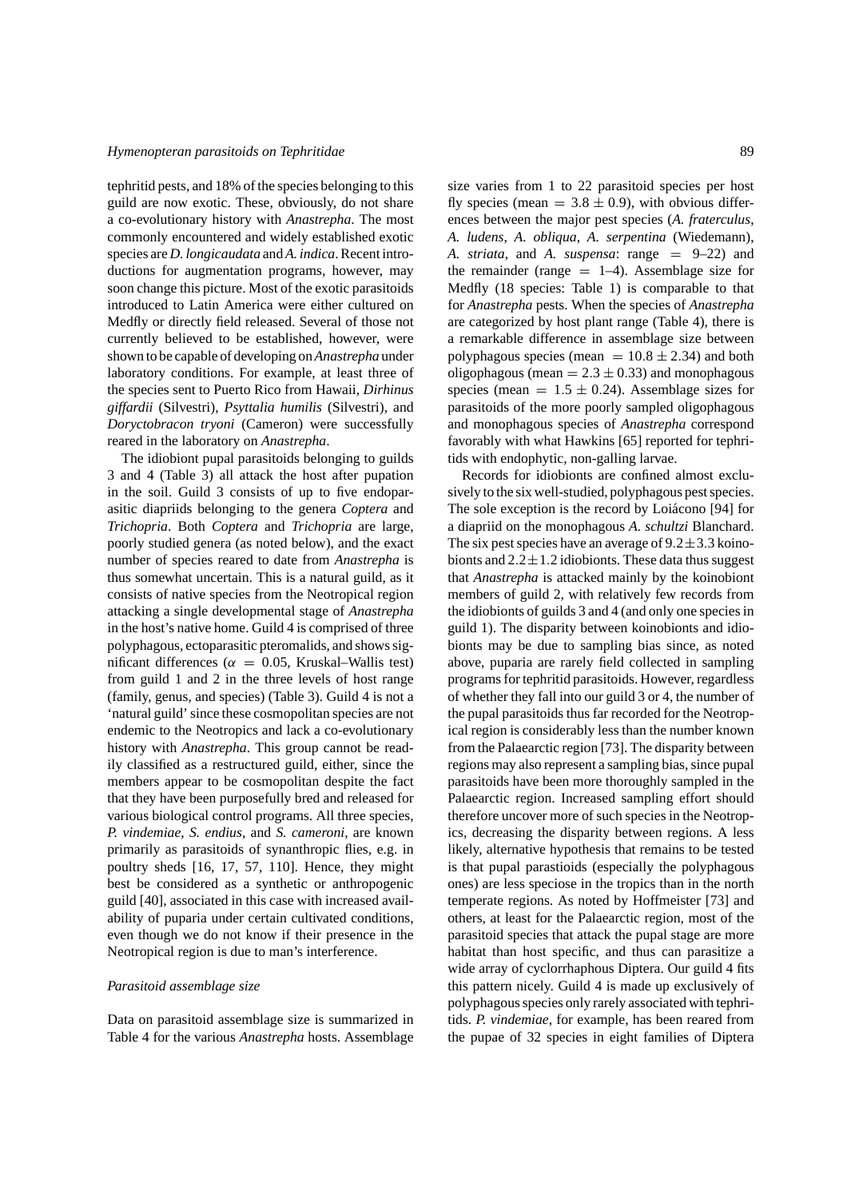tephritid pests, and 18% of the species belonging to this guild are now exotic. These, obviously, do not share a co-evolutionary history with *Anastrepha*. The most commonly encountered and widely established exotic species are *D. longicaudata* and *A. indica*. Recent introductions for augmentation programs, however, may soon change this picture. Most of the exotic parasitoids introduced to Latin America were either cultured on Medfly or directly field released. Several of those not currently believed to be established, however, were shown to be capable of developing on *Anastrepha* under laboratory conditions. For example, at least three of the species sent to Puerto Rico from Hawaii, *Dirhinus giffardii* (Silvestri), *Psyttalia humilis* (Silvestri), and *Doryctobracon tryoni* (Cameron) were successfully reared in the laboratory on *Anastrepha*.

The idiobiont pupal parasitoids belonging to guilds 3 and 4 (Table 3) all attack the host after pupation in the soil. Guild 3 consists of up to five endoparasitic diapriids belonging to the genera *Coptera* and *Trichopria*. Both *Coptera* and *Trichopria* are large, poorly studied genera (as noted below), and the exact number of species reared to date from *Anastrepha* is thus somewhat uncertain. This is a natural guild, as it consists of native species from the Neotropical region attacking a single developmental stage of *Anastrepha* in the host's native home. Guild 4 is comprised of three polyphagous, ectoparasitic pteromalids, and shows significant differences ($\alpha = 0.05$, Kruskal–Wallis test) from guild 1 and 2 in the three levels of host range (family, genus, and species) (Table 3). Guild 4 is not a 'natural guild' since these cosmopolitan species are not endemic to the Neotropics and lack a co-evolutionary history with *Anastrepha*. This group cannot be readily classified as a restructured guild, either, since the members appear to be cosmopolitan despite the fact that they have been purposefully bred and released for various biological control programs. All three species, *P. vindemiae*, *S. endius*, and *S. cameroni*, are known primarily as parasitoids of synanthropic flies, e.g. in poultry sheds [16, 17, 57, 110]. Hence, they might best be considered as a synthetic or anthropogenic guild [40], associated in this case with increased availability of puparia under certain cultivated conditions, even though we do not know if their presence in the Neotropical region is due to man's interference.

### *Parasitoid assemblage size*

Data on parasitoid assemblage size is summarized in Table 4 for the various *Anastrepha* hosts. Assemblage size varies from 1 to 22 parasitoid species per host fly species (mean $= 3.8 \pm 0.9$), with obvious differences between the major pest species (*A. fraterculus*, *A. ludens*, *A. obliqua*, *A. serpentina* (Wiedemann), *A. striata*, and *A. suspensa*: range $=$ 9–22) and the remainder (range $=$ 1–4). Assemblage size for Medfly (18 species: Table 1) is comparable to that for *Anastrepha* pests. When the species of *Anastrepha* are categorized by host plant range (Table 4), there is a remarkable difference in assemblage size between polyphagous species (mean $= 10.8 \pm 2.34$) and both oligophagous (mean $= 2.3 \pm 0.33$) and monophagous species (mean $= 1.5 \pm 0.24$). Assemblage sizes for parasitoids of the more poorly sampled oligophagous and monophagous species of *Anastrepha* correspond favorably with what Hawkins [65] reported for tephritids with endophytic, non-galling larvae.

Records for idiobionts are confined almost exclusively to the six well-studied, polyphagous pest species. The sole exception is the record by Loiácono [94] for a diapriid on the monophagous *A. schultzi* Blanchard. The six pest species have an average of $9.2 \pm 3.3$ koinobionts and $2.2 \pm 1.2$ idiobionts. These data thus suggest that *Anastrepha* is attacked mainly by the koinobiont members of guild 2, with relatively few records from the idiobionts of guilds 3 and 4 (and only one species in guild 1). The disparity between koinobionts and idiobionts may be due to sampling bias since, as noted above, puparia are rarely field collected in sampling programs for tephritid parasitoids. However, regardless of whether they fall into our guild 3 or 4, the number of the pupal parasitoids thus far recorded for the Neotropical region is considerably less than the number known from the Palaearctic region [73]. The disparity between regions may also represent a sampling bias, since pupal parasitoids have been more thoroughly sampled in the Palaearctic region. Increased sampling effort should therefore uncover more of such species in the Neotropics, decreasing the disparity between regions. A less likely, alternative hypothesis that remains to be tested is that pupal parastioids (especially the polyphagous ones) are less speciose in the tropics than in the north temperate regions. As noted by Hoffmeister [73] and others, at least for the Palaearctic region, most of the parasitoid species that attack the pupal stage are more habitat than host specific, and thus can parasitize a wide array of cyclorrhaphous Diptera. Our guild 4 fits this pattern nicely. Guild 4 is made up exclusively of polyphagous species only rarely associated with tephritids. *P. vindemiae*, for example, has been reared from the pupae of 32 species in eight families of Diptera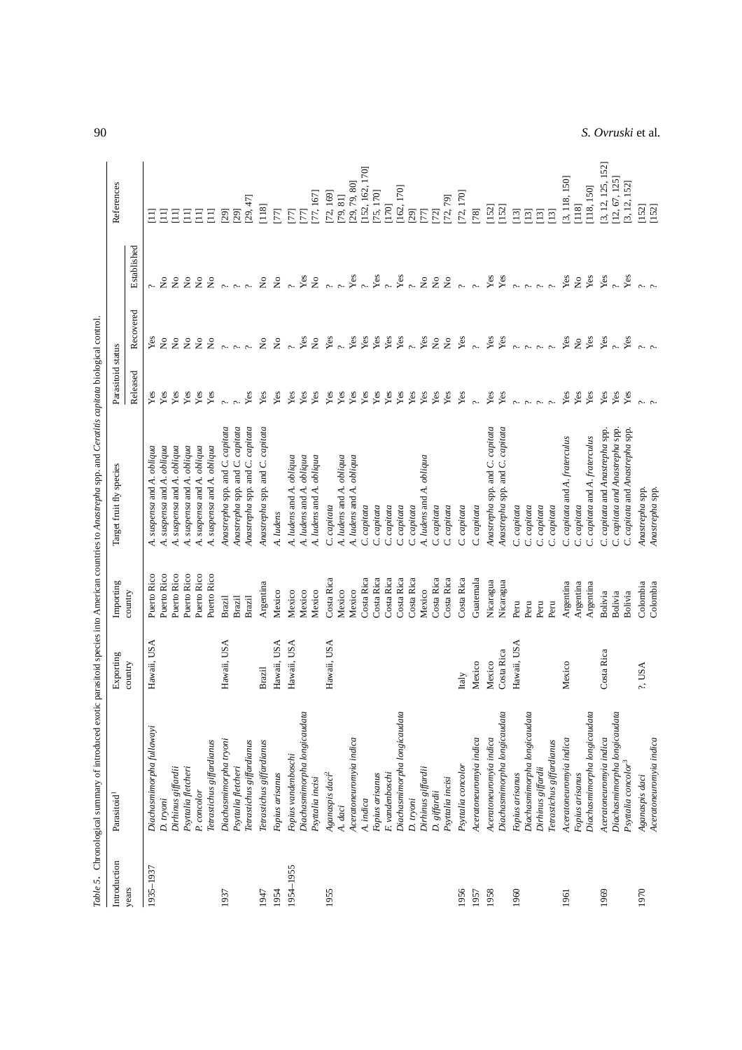*Table 5.* Chronological summary of introduced exotic parasitoid species into American countries to *Anastrepha* spp. and *Ceratitis capitata* biological control.

| Introduction years | Parasitoid[1] | Exporting country | Importing country | Target fruit fly species | Parasitoid status | | | References |
|---|---|---|---|---|---|---|---|---|
| | | | | | Released | Recovered | Established | |
| 1935–1937 | *Diachasmimorpha fullawayi* | Hawaii, USA | Puerto Rico | *A. suspensa* and *A. obliqua* | Yes | Yes | ? | [11] |
| | *D. tryoni* | | Puerto Rico | *A. suspensa* and *A. obliqua* | Yes | No | No | [11] |
| | *Dirhinus giffardii* | | Puerto Rico | *A. suspensa* and *A. obliqua* | Yes | No | No | [11] |
| | *Psyttalia fletcheri* | | Puerto Rico | *A. suspensa* and *A. obliqua* | Yes | No | No | [11] |
| | *P. concolor* | | Puerto Rico | *A. suspensa* and *A. obliqua* | Yes | No | No | [11] |
| | *Tetrastichus giffardianus* | | Puerto Rico | *A. suspensa* and *A. obliqua* | Yes | No | No | [11] |
| 1937 | *Diachasmimorpha tryoni* | Hawaii, USA | Brazil | *Anastrepha* spp. and *C. capitata* | ? | ? | ? | [29] |
| | *Psyttalia fletcheri* | | Brazil | *Anastrepha* spp. and *C. capitata* | ? | ? | ? | [29] |
| | *Tetrastichus giffardianus* | | Brazil | *Anastrepha* spp. and *C. capitata* | Yes | ? | ? | [29, 47] |
| 1947 | *Tetrastichus giffardianus* | Brazil | Argentina | *Anastrepha* spp. and *C. capitata* | Yes | No | No | [118] |
| 1954 | *Fopius arisanus* | Hawaii, USA | Mexico | *A. ludens* | Yes | No | No | [77] |
| 1954–1955 | *Fopius vandenboschi* | Hawaii, USA | Mexico | *A. ludens* and *A. obliqua* | Yes | ? | ? | [77] |
| | *Diachasmimorpha longicaudata* | | Mexico | *A. ludens* and *A. obliqua* | Yes | Yes | Yes | [77] |
| | *Psyttalia incisi* | | Mexico | *A. ludens* and *A. obliqua* | Yes | No | No | [77, 167] |
| 1955 | *Aganaspis daci*[2] | Hawaii, USA | Costa Rica | *C. capitata* | Yes | Yes | ? | [72, 169] |
| | *A. daci* | | Mexico | *A. ludens* and *A. obliqua* | Yes | ? | ? | [79, 81] |
| | *Aceratoneuromyia indica* | | Mexico | *A. ludens* and *A. obliqua* | Yes | Yes | Yes | [29, 79, 80] |
| | *A. indica* | | Costa Rica | *C. capitata* | Yes | Yes | ? | [152, 162, 170] |
| | *Fopius arisanus* | | Costa Rica | *C. capitata* | Yes | Yes | Yes | [75, 170] |
| | *F. vandenboschi* | | Costa Rica | *C. capitata* | Yes | Yes | ? | [170] |
| | *Diachasmimorpha longicaudata* | | Costa Rica | *C. capitata* | Yes | Yes | Yes | [162, 170] |
| | *D. tryoni* | | Costa Rica | *C. capitata* | Yes | ? | ? | [29] |
| | *Dirhinus giffardii* | | Mexico | *A. ludens* and *A. obliqua* | Yes | Yes | No | [77] |
| | *D. giffardii* | | Costa Rica | *C. capitata* | Yes | No | No | [72] |
| | *Psyttalia incisi* | | Costa Rica | *C. capitata* | Yes | No | No | [72, 79] |
| 1956 | *Psyttalia concolor* | Italy | Costa Rica | *C. capitata* | Yes | Yes | ? | [72, 170] |
| 1957 | *Aceratoneuromyia indica* | Mexico | Guatemala | *C. capitata* | ? | ? | ? | [78] |
| 1958 | *Aceratoneuromyia indica* | Mexico | Nicaragua | *Anastrepha* spp. and *C. capitata* | Yes | Yes | Yes | [152] |
| | *Diachasmimorpha longicaudata* | Costa Rica | Nicaragua | *Anastrepha* spp. and *C. capitata* | Yes | Yes | Yes | [152] |
| 1960 | *Fopius arisanus* | Hawaii, USA | Peru | *C. capitata* | ? | ? | ? | [13] |
| | *Diachasmimorpha longicaudata* | | Peru | *C. capitata* | ? | ? | ? | [13] |
| | *Dirhinus giffardii* | | Peru | *C. capitata* | ? | ? | ? | [13] |
| | *Tetrastichus giffardianus* | | Peru | *C. capitata* | ? | ? | ? | [13] |
| 1961 | *Aceratoneuromyia indica* | Mexico | Argentina | *C. capitata* and *A. fraterculus* | Yes | Yes | Yes | [3, 118, 150] |
| | *Fopius arisanus* | | Argentina | *C. capitata* | Yes | No | No | [118] |
| | *Diachasmimorpha longicaudata* | | Argentina | *C. capitata* and *A. fraterculus* | Yes | Yes | Yes | [118, 150] |
| 1969 | *Aceratoneuromyia indica* | Costa Rica | Bolivia | *C. capitata* and *Anastrepha* spp. | Yes | Yes | Yes | [3, 12, 125, 152] |
| | *Diachasmimorpha longicaudata* | | Bolivia | *C. capitata* and *Anastrepha* spp. | Yes | ? | ? | [12, 67, 125] |
| | *Psyttalia concolor*[3] | | Bolivia | *C. capitata* and *Anastrepha* spp. | Yes | Yes | Yes | [3, 12, 152] |
| 1970 | *Aganaspis daci* | ?, USA | Colombia | *Anastrepha* spp. | ? | ? | ? | [152] |
| | *Aceratoneuromyia indica* | | Colombia | *Anastrepha* spp. | ? | ? | ? | [152] |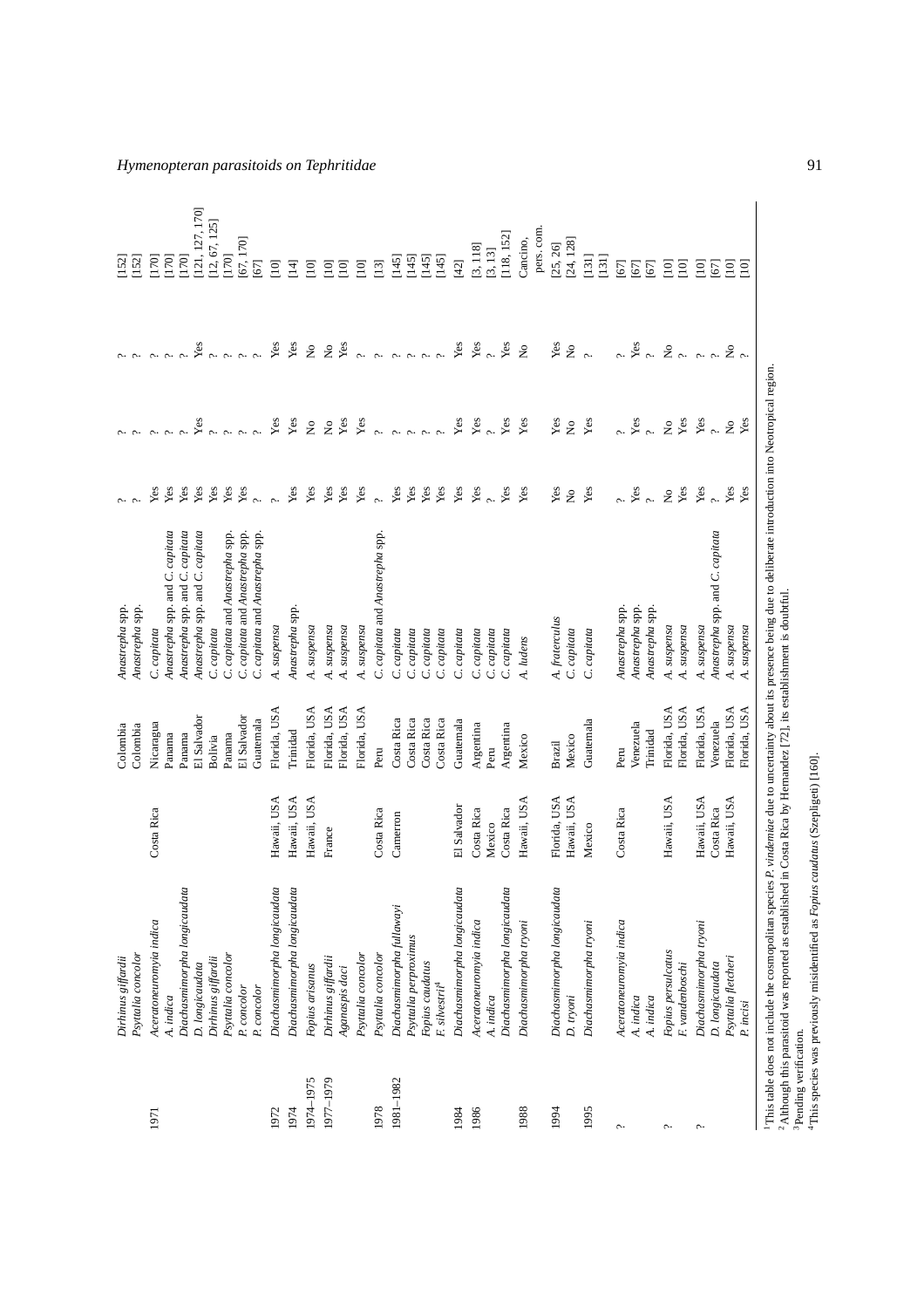| | | | | | | | | |
|---|---|---|---|---|---|---|---|---|
| | *Dirhinus giffardii* | | Colombia | *Anastrepha* spp. | ? | ? | ? | [152] |
| | *Psyttalia concolor* | | Colombia | *Anastrepha* spp. | ? | ? | ? | [152] |
| 1971 | *Aceratoneuromyia indica* | Costa Rica | Nicaragua | *C. capitata* | Yes | ? | ? | [170] |
| | *A. indica* | | Panama | *Anastrepha* spp. and *C. capitata* | Yes | ? | ? | [170] |
| | *Diachasmimorpha longicaudata* | | Panama | *Anastrepha* spp. and *C. capitata* | Yes | ? | ? | [170] |
| | *D. longicaudata* | | El Salvador | *Anastrepha* spp. and *C. capitata* | Yes | Yes | Yes | [121, 127, 170] |
| | *Dirhinus giffardii* | | Bolivia | *C. capitata* | Yes | ? | ? | [12, 67, 125] |
| | *Psyttalia concolor* | | Panama | *C. capitata* and *Anastrepha* spp. | Yes | ? | ? | [170] |
| | *P. concolor* | | El Salvador | *C. capitata* and *Anastrepha* spp. | Yes | ? | ? | [67, 170] |
| | *P. concolor* | | Guatemala | *C. capitata* and *Anastrepha* spp. | ? | ? | ? | [67] |
| 1972 | *Diachasmimorpha longicaudata* | Hawaii, USA | Florida, USA | *A. suspensa* | ? | Yes | Yes | [10] |
| 1974 | *Diachasmimorpha longicaudata* | Hawaii, USA | Trinidad | *Anastrepha* spp. | Yes | Yes | Yes | [14] |
| 1974–1975 | *Fopius arisanus* | Hawaii, USA | Florida, USA | *A. suspensa* | Yes | No | No | [10] |
| 1977–1979 | *Dirhinus giffardii* | France | Florida, USA | *A. suspensa* | Yes | No | No | [10] |
| | *Aganaspis daci* | | Florida, USA | *A. suspensa* | Yes | Yes | Yes | [10] |
| | *Psyttalia concolor* | | Florida, USA | *A. suspensa* | Yes | Yes | ? | [10] |
| 1978 | *Psyttalia concolor* | Costa Rica | Peru | *C. capitata* and *Anastrepha* spp. | ? | ? | ? | [13] |
| 1981–1982 | *Diachasmimorpha fullawayi* | Cameroon | Costa Rica | *C. capitata* | Yes | ? | ? | [145] |
| | *Psyttalia perproximus* | | Costa Rica | *C. capitata* | Yes | ? | ? | [145] |
| | *Fopius caudatus* | | Costa Rica | *C. capitata* | Yes | ? | ? | [145] |
| | *F. silvestrii*[4] | | Costa Rica | *C. capitata* | Yes | ? | ? | [145] |
| 1984 | *Diachasmimorpha longicaudata* | El Salvador | Guatemala | *C. capitata* | Yes | Yes | Yes | [42] |
| 1986 | *Aceratoneuromyia indica* | Costa Rica | Argentina | *C. capitata* | Yes | Yes | Yes | [3, 118] |
| | *A. indica* | Mexico | Peru | *C. capitata* | ? | ? | ? | [3, 13] |
| | *Diachasmimorpha longicaudata* | Costa Rica | Argentina | *C. capitata* | Yes | Yes | Yes | [118, 152] |
| 1988 | *Diachasmimorpha tryoni* | Hawaii, USA | Mexico | *A. ludens* | Yes | Yes | No | Cancino, pers. com. |
| 1994 | *Diachasmimorpha longicaudata* | Florida, USA | Brazil | *A. fraterculus* | Yes | Yes | Yes | [25, 26] |
| | *D. tryoni* | Hawaii, USA | Mexico | *C. capitata* | No | No | No | [24, 128] |
| 1995 | *Diachasmimorpha tryoni* | Mexico | Guatemala | *C. capitata* | Yes | Yes | ? | [131] [131] |
| ? | *Aceratoneuromyia indica* | Costa Rica | Peru | *Anastrepha* spp. | ? | ? | ? | [67] |
| | *A. indica* | | Venezuela | *Anastrepha* spp. | Yes | Yes | Yes | [67] |
| | *A. indica* | | Trinidad | *Anastrepha* spp. | ? | ? | ? | [67] |
| ? | *Fopius persulcatus* | Hawaii, USA | Florida, USA | *A. suspensa* | No | No | No | [10] |
| | *F. vandenboschi* | | Florida, USA | *A. suspensa* | Yes | Yes | ? | [10] |
| ? | *Diachasmimorpha tryoni* | Hawaii, USA | Florida, USA | *A. suspensa* | Yes | Yes | ? | [10] |
| | *D. longicaudata* | Costa Rica | Venezuela | *Anastrepha* spp. and *C. capitata* | ? | ? | ? | [67] |
| | *Psyttalia fletcheri* | Hawaii, USA | Florida, USA | *A. suspensa* | Yes | No | No | [10] |
| | *P. incisi* | | Florida, USA | *A. suspensa* | Yes | Yes | ? | [10] |

[1]This table does not include the cosmopolitan species *P. vindemiae* due to uncertainty about its presence being due to deliberate introduction into Neotropical region.
[2]Although this parasitoid was reported as established in Costa Rica by Hernandez [72], its establishment is doubtful.
[3]Pending verification.
[4]This species was previously misidentified as *Fopius caudatus* (Szepligeti) [160].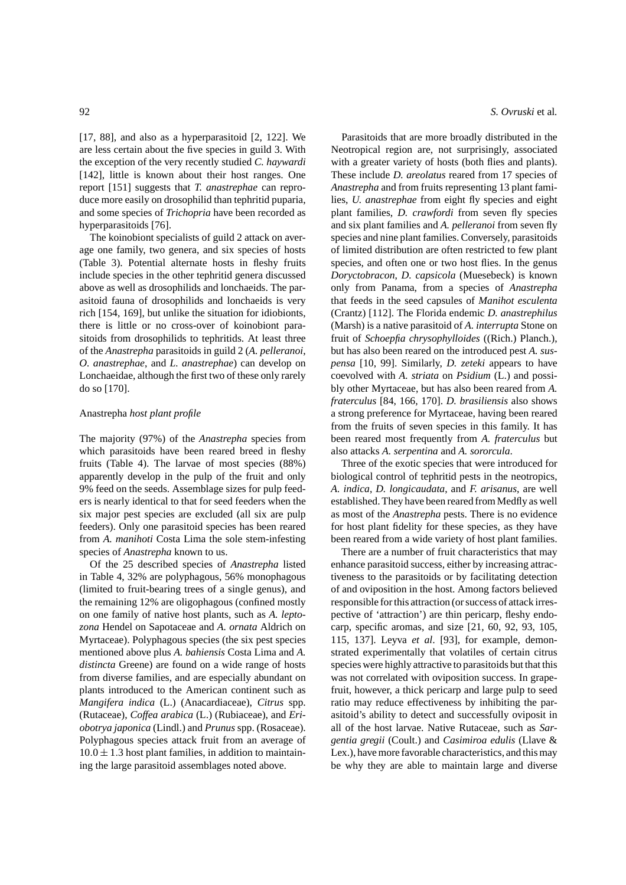[17, 88], and also as a hyperparasitoid [2, 122]. We are less certain about the five species in guild 3. With the exception of the very recently studied *C. haywardi* [142], little is known about their host ranges. One report [151] suggests that *T. anastrephae* can reproduce more easily on drosophilid than tephritid puparia, and some species of *Trichopria* have been recorded as hyperparasitoids [76].

The koinobiont specialists of guild 2 attack on average one family, two genera, and six species of hosts (Table 3). Potential alternate hosts in fleshy fruits include species in the other tephritid genera discussed above as well as drosophilids and lonchaeids. The parasitoid fauna of drosophilids and lonchaeids is very rich [154, 169], but unlike the situation for idiobionts, there is little or no cross-over of koinobiont parasitoids from drosophilids to tephritids. At least three of the *Anastrepha* parasitoids in guild 2 (*A. pelleranoi*, *O. anastrephae*, and *L. anastrephae*) can develop on Lonchaeidae, although the first two of these only rarely do so [170].

### *Anastrepha* host plant profile

The majority (97%) of the *Anastrepha* species from which parasitoids have been reared breed in fleshy fruits (Table 4). The larvae of most species (88%) apparently develop in the pulp of the fruit and only 9% feed on the seeds. Assemblage sizes for pulp feeders is nearly identical to that for seed feeders when the six major pest species are excluded (all six are pulp feeders). Only one parasitoid species has been reared from *A. manihoti* Costa Lima the sole stem-infesting species of *Anastrepha* known to us.

Of the 25 described species of *Anastrepha* listed in Table 4, 32% are polyphagous, 56% monophagous (limited to fruit-bearing trees of a single genus), and the remaining 12% are oligophagous (confined mostly on one family of native host plants, such as *A. leptozona* Hendel on Sapotaceae and *A. ornata* Aldrich on Myrtaceae). Polyphagous species (the six pest species mentioned above plus *A. bahiensis* Costa Lima and *A. distincta* Greene) are found on a wide range of hosts from diverse families, and are especially abundant on plants introduced to the American continent such as *Mangifera indica* (L.) (Anacardiaceae), *Citrus* spp. (Rutaceae), *Coffea arabica* (L.) (Rubiaceae), and *Eriobotrya japonica* (Lindl.) and *Prunus* spp. (Rosaceae). Polyphagous species attack fruit from an average of $10.0 \pm 1.3$ host plant families, in addition to maintaining the large parasitoid assemblages noted above.

Parasitoids that are more broadly distributed in the Neotropical region are, not surprisingly, associated with a greater variety of hosts (both flies and plants). These include *D. areolatus* reared from 17 species of *Anastrepha* and from fruits representing 13 plant families, *U. anastrephae* from eight fly species and eight plant families, *D. crawfordi* from seven fly species and six plant families and *A. pelleranoi* from seven fly species and nine plant families. Conversely, parasitoids of limited distribution are often restricted to few plant species, and often one or two host flies. In the genus *Doryctobracon*, *D. capsicola* (Muesebeck) is known only from Panama, from a species of *Anastrepha* that feeds in the seed capsules of *Manihot esculenta* (Crantz) [112]. The Florida endemic *D. anastrephilus* (Marsh) is a native parasitoid of *A. interrupta* Stone on fruit of *Schoepfia chrysophylloides* ((Rich.) Planch.), but has also been reared on the introduced pest *A. suspensa* [10, 99]. Similarly, *D. zeteki* appears to have coevolved with *A. striata* on *Psidium* (L.) and possibly other Myrtaceae, but has also been reared from *A. fraterculus* [84, 166, 170]. *D. brasiliensis* also shows a strong preference for Myrtaceae, having been reared from the fruits of seven species in this family. It has been reared most frequently from *A. fraterculus* but also attacks *A. serpentina* and *A. sororcula*.

Three of the exotic species that were introduced for biological control of tephritid pests in the neotropics, *A. indica*, *D. longicaudata*, and *F. arisanus*, are well established. They have been reared from Medfly as well as most of the *Anastrepha* pests. There is no evidence for host plant fidelity for these species, as they have been reared from a wide variety of host plant families.

There are a number of fruit characteristics that may enhance parasitoid success, either by increasing attractiveness to the parasitoids or by facilitating detection of and oviposition in the host. Among factors believed responsible for this attraction (or success of attack irrespective of 'attraction') are thin pericarp, fleshy endocarp, specific aromas, and size [21, 60, 92, 93, 105, 115, 137]. Leyva *et al*. [93], for example, demonstrated experimentally that volatiles of certain citrus species were highly attractive to parasitoids but that this was not correlated with oviposition success. In grapefruit, however, a thick pericarp and large pulp to seed ratio may reduce effectiveness by inhibiting the parasitoid's ability to detect and successfully oviposit in all of the host larvae. Native Rutaceae, such as *Sargentia gregii* (Coult.) and *Casimiroa edulis* (Llave & Lex.), have more favorable characteristics, and this may be why they are able to maintain large and diverse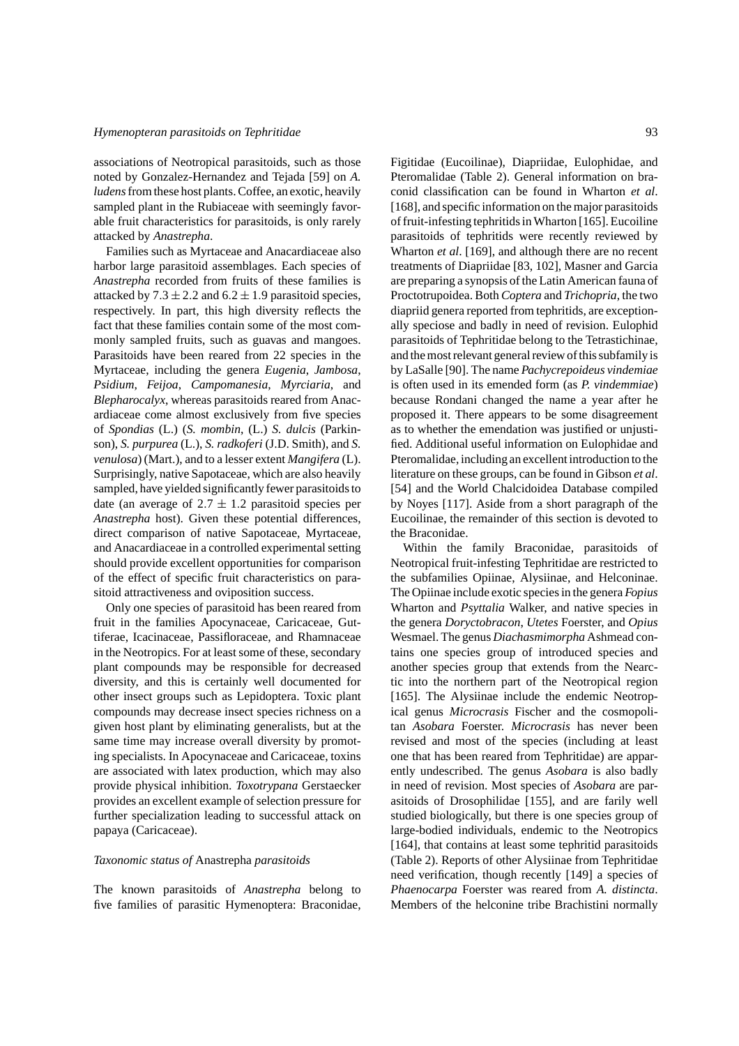associations of Neotropical parasitoids, such as those noted by Gonzalez-Hernandez and Tejada [59] on *A. ludens* from these host plants. Coffee, an exotic, heavily sampled plant in the Rubiaceae with seemingly favorable fruit characteristics for parasitoids, is only rarely attacked by *Anastrepha*.

Families such as Myrtaceae and Anacardiaceae also harbor large parasitoid assemblages. Each species of *Anastrepha* recorded from fruits of these families is attacked by $7.3 \pm 2.2$ and $6.2 \pm 1.9$ parasitoid species, respectively. In part, this high diversity reflects the fact that these families contain some of the most commonly sampled fruits, such as guavas and mangoes. Parasitoids have been reared from 22 species in the Myrtaceae, including the genera *Eugenia*, *Jambosa*, *Psidium*, *Feijoa*, *Campomanesia*, *Myrciaria*, and *Blepharocalyx*, whereas parasitoids reared from Anacardiaceae come almost exclusively from five species of *Spondias* (L.) (*S. mombin*, (L.) *S. dulcis* (Parkinson), *S. purpurea* (L.), *S. radkoferi* (J.D. Smith), and *S. venulosa*) (Mart.), and to a lesser extent *Mangifera* (L). Surprisingly, native Sapotaceae, which are also heavily sampled, have yielded significantly fewer parasitoids to date (an average of $2.7 \pm 1.2$ parasitoid species per *Anastrepha* host). Given these potential differences, direct comparison of native Sapotaceae, Myrtaceae, and Anacardiaceae in a controlled experimental setting should provide excellent opportunities for comparison of the effect of specific fruit characteristics on parasitoid attractiveness and oviposition success.

Only one species of parasitoid has been reared from fruit in the families Apocynaceae, Caricaceae, Guttiferae, Icacinaceae, Passifloraceae, and Rhamnaceae in the Neotropics. For at least some of these, secondary plant compounds may be responsible for decreased diversity, and this is certainly well documented for other insect groups such as Lepidoptera. Toxic plant compounds may decrease insect species richness on a given host plant by eliminating generalists, but at the same time may increase overall diversity by promoting specialists. In Apocynaceae and Caricaceae, toxins are associated with latex production, which may also provide physical inhibition. *Toxotrypana* Gerstaecker provides an excellent example of selection pressure for further specialization leading to successful attack on papaya (Caricaceae).

### *Taxonomic status of* Anastrepha *parasitoids*

The known parasitoids of *Anastrepha* belong to five families of parasitic Hymenoptera: Braconidae, Figitidae (Eucoilinae), Diapriidae, Eulophidae, and Pteromalidae (Table 2). General information on braconid classification can be found in Wharton *et al*. [168], and specific information on the major parasitoids of fruit-infesting tephritids in Wharton [165]. Eucoiline parasitoids of tephritids were recently reviewed by Wharton *et al*. [169], and although there are no recent treatments of Diapriidae [83, 102], Masner and Garcia are preparing a synopsis of the Latin American fauna of Proctotrupoidea. Both *Coptera* and *Trichopria*, the two diapriid genera reported from tephritids, are exceptionally speciose and badly in need of revision. Eulophid parasitoids of Tephritidae belong to the Tetrastichinae, and the most relevant general review of this subfamily is by LaSalle [90]. The name *Pachycrepoideus vindemiae* is often used in its emended form (as *P. vindemmiae*) because Rondani changed the name a year after he proposed it. There appears to be some disagreement as to whether the emendation was justified or unjustified. Additional useful information on Eulophidae and Pteromalidae, including an excellent introduction to the literature on these groups, can be found in Gibson *et al*. [54] and the World Chalcidoidea Database compiled by Noyes [117]. Aside from a short paragraph of the Eucoilinae, the remainder of this section is devoted to the Braconidae.

Within the family Braconidae, parasitoids of Neotropical fruit-infesting Tephritidae are restricted to the subfamilies Opiinae, Alysiinae, and Helconinae. The Opiinae include exotic species in the genera *Fopius* Wharton and *Psyttalia* Walker, and native species in the genera *Doryctobracon*, *Utetes* Foerster, and *Opius* Wesmael. The genus *Diachasmimorpha* Ashmead contains one species group of introduced species and another species group that extends from the Nearctic into the northern part of the Neotropical region [165]. The Alysiinae include the endemic Neotropical genus *Microcrasis* Fischer and the cosmopolitan *Asobara* Foerster. *Microcrasis* has never been revised and most of the species (including at least one that has been reared from Tephritidae) are apparently undescribed. The genus *Asobara* is also badly in need of revision. Most species of *Asobara* are parasitoids of Drosophilidae [155], and are farily well studied biologically, but there is one species group of large-bodied individuals, endemic to the Neotropics [164], that contains at least some tephritid parasitoids (Table 2). Reports of other Alysiinae from Tephritidae need verification, though recently [149] a species of *Phaenocarpa* Foerster was reared from *A. distincta*. Members of the helconine tribe Brachistini normally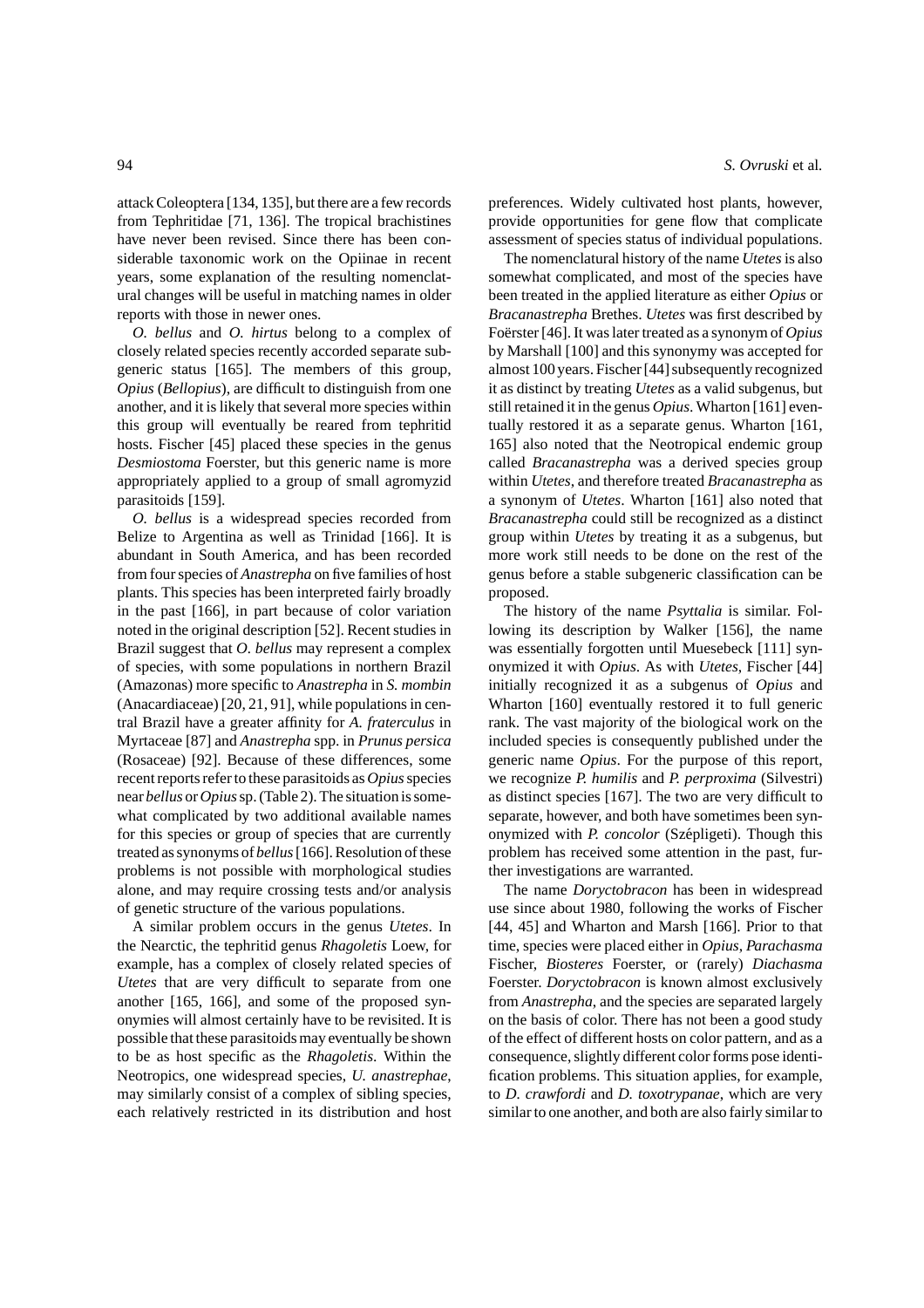attack Coleoptera [134, 135], but there are a few records from Tephritidae [71, 136]. The tropical brachistines have never been revised. Since there has been considerable taxonomic work on the Opiinae in recent years, some explanation of the resulting nomenclatural changes will be useful in matching names in older reports with those in newer ones.

*O. bellus* and *O. hirtus* belong to a complex of closely related species recently accorded separate subgeneric status [165]. The members of this group, *Opius* (*Bellopius*), are difficult to distinguish from one another, and it is likely that several more species within this group will eventually be reared from tephritid hosts. Fischer [45] placed these species in the genus *Desmiostoma* Foerster, but this generic name is more appropriately applied to a group of small agromyzid parasitoids [159].

*O. bellus* is a widespread species recorded from Belize to Argentina as well as Trinidad [166]. It is abundant in South America, and has been recorded from four species of *Anastrepha* on five families of host plants. This species has been interpreted fairly broadly in the past [166], in part because of color variation noted in the original description [52]. Recent studies in Brazil suggest that *O. bellus* may represent a complex of species, with some populations in northern Brazil (Amazonas) more specific to *Anastrepha* in *S. mombin* (Anacardiaceae) [20, 21, 91], while populations in central Brazil have a greater affinity for *A. fraterculus* in Myrtaceae [87] and *Anastrepha* spp. in *Prunus persica* (Rosaceae) [92]. Because of these differences, some recent reports refer to these parasitoids as *Opius* species near *bellus* or *Opius* sp. (Table 2). The situation is somewhat complicated by two additional available names for this species or group of species that are currently treated as synonyms of *bellus* [166]. Resolution of these problems is not possible with morphological studies alone, and may require crossing tests and/or analysis of genetic structure of the various populations.

A similar problem occurs in the genus *Utetes*. In the Nearctic, the tephritid genus *Rhagoletis* Loew, for example, has a complex of closely related species of *Utetes* that are very difficult to separate from one another [165, 166], and some of the proposed synonymies will almost certainly have to be revisited. It is possible that these parasitoids may eventually be shown to be as host specific as the *Rhagoletis*. Within the Neotropics, one widespread species, *U. anastrephae*, may similarly consist of a complex of sibling species, each relatively restricted in its distribution and host preferences. Widely cultivated host plants, however, provide opportunities for gene flow that complicate assessment of species status of individual populations.

The nomenclatural history of the name *Utetes* is also somewhat complicated, and most of the species have been treated in the applied literature as either *Opius* or *Bracanastrepha* Brethes. *Utetes* was first described by Foërster [46]. It was later treated as a synonym of *Opius* by Marshall [100] and this synonymy was accepted for almost 100 years. Fischer [44] subsequently recognized it as distinct by treating *Utetes* as a valid subgenus, but still retained it in the genus *Opius*. Wharton [161] eventually restored it as a separate genus. Wharton [161, 165] also noted that the Neotropical endemic group called *Bracanastrepha* was a derived species group within *Utetes*, and therefore treated *Bracanastrepha* as a synonym of *Utetes*. Wharton [161] also noted that *Bracanastrepha* could still be recognized as a distinct group within *Utetes* by treating it as a subgenus, but more work still needs to be done on the rest of the genus before a stable subgeneric classification can be proposed.

The history of the name *Psyttalia* is similar. Following its description by Walker [156], the name was essentially forgotten until Muesebeck [111] synonymized it with *Opius*. As with *Utetes*, Fischer [44] initially recognized it as a subgenus of *Opius* and Wharton [160] eventually restored it to full generic rank. The vast majority of the biological work on the included species is consequently published under the generic name *Opius*. For the purpose of this report, we recognize *P. humilis* and *P. perproxima* (Silvestri) as distinct species [167]. The two are very difficult to separate, however, and both have sometimes been synonymized with *P. concolor* (Szépligeti). Though this problem has received some attention in the past, further investigations are warranted.

The name *Doryctobracon* has been in widespread use since about 1980, following the works of Fischer [44, 45] and Wharton and Marsh [166]. Prior to that time, species were placed either in *Opius*, *Parachasma* Fischer, *Biosteres* Foerster, or (rarely) *Diachasma* Foerster. *Doryctobracon* is known almost exclusively from *Anastrepha*, and the species are separated largely on the basis of color. There has not been a good study of the effect of different hosts on color pattern, and as a consequence, slightly different color forms pose identification problems. This situation applies, for example, to *D. crawfordi* and *D. toxotrypanae*, which are very similar to one another, and both are also fairly similar to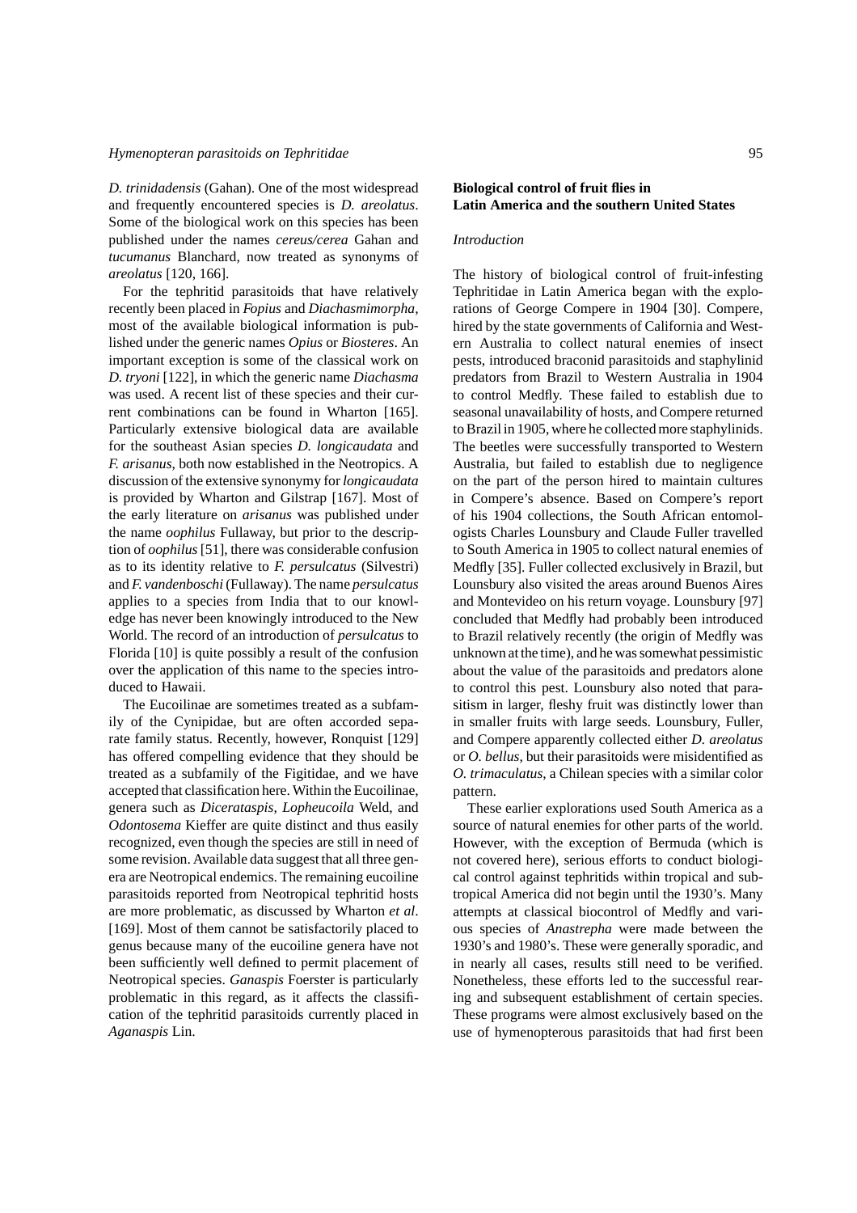*D. trinidadensis* (Gahan). One of the most widespread and frequently encountered species is *D. areolatus*. Some of the biological work on this species has been published under the names *cereus/cerea* Gahan and *tucumanus* Blanchard, now treated as synonyms of *areolatus* [120, 166].

For the tephritid parasitoids that have relatively recently been placed in *Fopius* and *Diachasmimorpha*, most of the available biological information is published under the generic names *Opius* or *Biosteres*. An important exception is some of the classical work on *D. tryoni* [122], in which the generic name *Diachasma* was used. A recent list of these species and their current combinations can be found in Wharton [165]. Particularly extensive biological data are available for the southeast Asian species *D. longicaudata* and *F. arisanus*, both now established in the Neotropics. A discussion of the extensive synonymy for *longicaudata* is provided by Wharton and Gilstrap [167]. Most of the early literature on *arisanus* was published under the name *oophilus* Fullaway, but prior to the description of *oophilus* [51], there was considerable confusion as to its identity relative to *F. persulcatus* (Silvestri) and *F. vandenboschi* (Fullaway). The name *persulcatus* applies to a species from India that to our knowledge has never been knowingly introduced to the New World. The record of an introduction of *persulcatus* to Florida [10] is quite possibly a result of the confusion over the application of this name to the species introduced to Hawaii.

The Eucoilinae are sometimes treated as a subfamily of the Cynipidae, but are often accorded separate family status. Recently, however, Ronquist [129] has offered compelling evidence that they should be treated as a subfamily of the Figitidae, and we have accepted that classification here. Within the Eucoilinae, genera such as *Dicerataspis*, *Lopheucoila* Weld, and *Odontosema* Kieffer are quite distinct and thus easily recognized, even though the species are still in need of some revision. Available data suggest that all three genera are Neotropical endemics. The remaining eucoiline parasitoids reported from Neotropical tephritid hosts are more problematic, as discussed by Wharton *et al*. [169]. Most of them cannot be satisfactorily placed to genus because many of the eucoiline genera have not been sufficiently well defined to permit placement of Neotropical species. *Ganaspis* Foerster is particularly problematic in this regard, as it affects the classification of the tephritid parasitoids currently placed in *Aganaspis* Lin.

## Biological control of fruit flies in Latin America and the southern United States

### *Introduction*

The history of biological control of fruit-infesting Tephritidae in Latin America began with the explorations of George Compere in 1904 [30]. Compere, hired by the state governments of California and Western Australia to collect natural enemies of insect pests, introduced braconid parasitoids and staphylinid predators from Brazil to Western Australia in 1904 to control Medfly. These failed to establish due to seasonal unavailability of hosts, and Compere returned to Brazil in 1905, where he collected more staphylinids. The beetles were successfully transported to Western Australia, but failed to establish due to negligence on the part of the person hired to maintain cultures in Compere's absence. Based on Compere's report of his 1904 collections, the South African entomologists Charles Lounsbury and Claude Fuller travelled to South America in 1905 to collect natural enemies of Medfly [35]. Fuller collected exclusively in Brazil, but Lounsbury also visited the areas around Buenos Aires and Montevideo on his return voyage. Lounsbury [97] concluded that Medfly had probably been introduced to Brazil relatively recently (the origin of Medfly was unknown at the time), and he was somewhat pessimistic about the value of the parasitoids and predators alone to control this pest. Lounsbury also noted that parasitism in larger, fleshy fruit was distinctly lower than in smaller fruits with large seeds. Lounsbury, Fuller, and Compere apparently collected either *D. areolatus* or *O. bellus*, but their parasitoids were misidentified as *O. trimaculatus*, a Chilean species with a similar color pattern.

These earlier explorations used South America as a source of natural enemies for other parts of the world. However, with the exception of Bermuda (which is not covered here), serious efforts to conduct biological control against tephritids within tropical and subtropical America did not begin until the 1930's. Many attempts at classical biocontrol of Medfly and various species of *Anastrepha* were made between the 1930's and 1980's. These were generally sporadic, and in nearly all cases, results still need to be verified. Nonetheless, these efforts led to the successful rearing and subsequent establishment of certain species. These programs were almost exclusively based on the use of hymenopterous parasitoids that had first been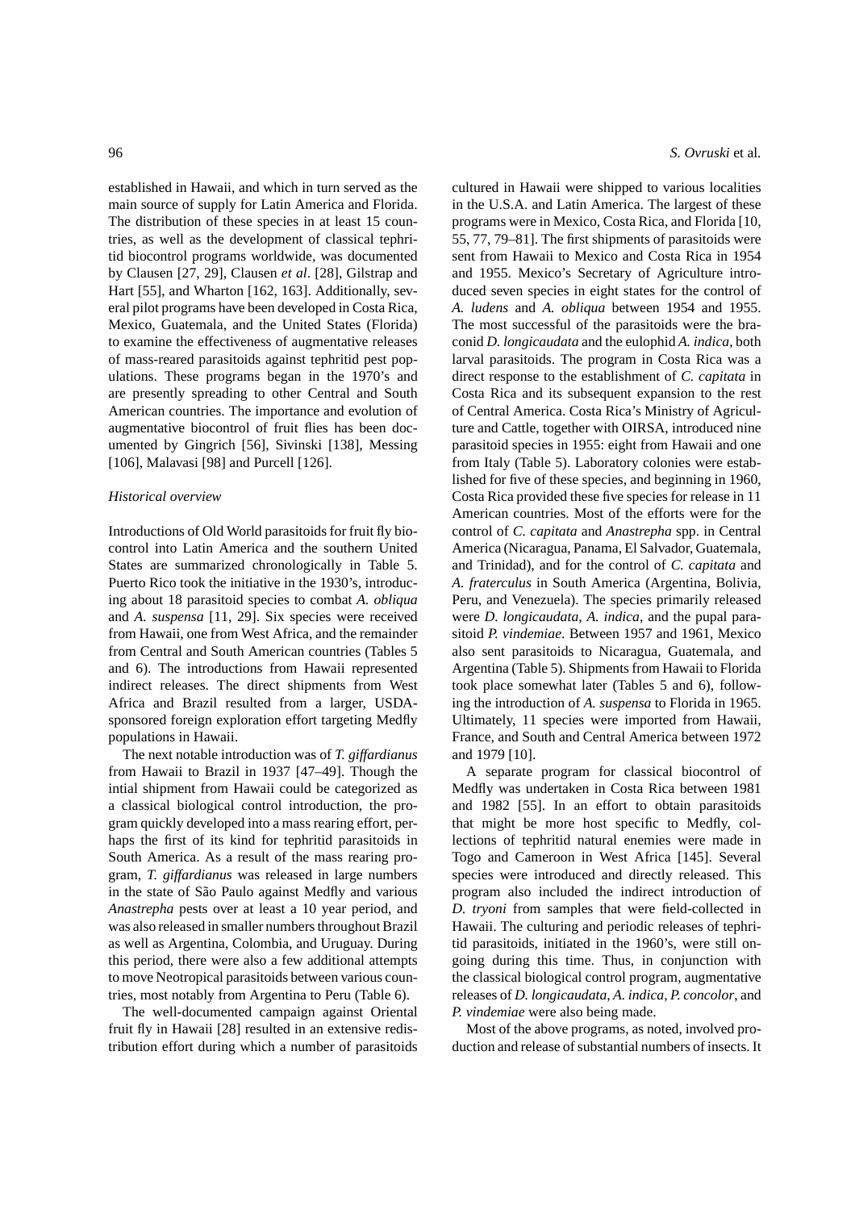established in Hawaii, and which in turn served as the main source of supply for Latin America and Florida. The distribution of these species in at least 15 countries, as well as the development of classical tephritid biocontrol programs worldwide, was documented by Clausen [27, 29], Clausen *et al*. [28], Gilstrap and Hart [55], and Wharton [162, 163]. Additionally, several pilot programs have been developed in Costa Rica, Mexico, Guatemala, and the United States (Florida) to examine the effectiveness of augmentative releases of mass-reared parasitoids against tephritid pest populations. These programs began in the 1970's and are presently spreading to other Central and South American countries. The importance and evolution of augmentative biocontrol of fruit flies has been documented by Gingrich [56], Sivinski [138], Messing [106], Malavasi [98] and Purcell [126].

*Historical overview*

Introductions of Old World parasitoids for fruit fly biocontrol into Latin America and the southern United States are summarized chronologically in Table 5. Puerto Rico took the initiative in the 1930's, introducing about 18 parasitoid species to combat *A. obliqua* and *A. suspensa* [11, 29]. Six species were received from Hawaii, one from West Africa, and the remainder from Central and South American countries (Tables 5 and 6). The introductions from Hawaii represented indirect releases. The direct shipments from West Africa and Brazil resulted from a larger, USDA-sponsored foreign exploration effort targeting Medfly populations in Hawaii.

The next notable introduction was of *T. giffardianus* from Hawaii to Brazil in 1937 [47–49]. Though the intial shipment from Hawaii could be categorized as a classical biological control introduction, the program quickly developed into a mass rearing effort, perhaps the first of its kind for tephritid parasitoids in South America. As a result of the mass rearing program, *T. giffardianus* was released in large numbers in the state of São Paulo against Medfly and various *Anastrepha* pests over at least a 10 year period, and was also released in smaller numbers throughout Brazil as well as Argentina, Colombia, and Uruguay. During this period, there were also a few additional attempts to move Neotropical parasitoids between various countries, most notably from Argentina to Peru (Table 6).

The well-documented campaign against Oriental fruit fly in Hawaii [28] resulted in an extensive redistribution effort during which a number of parasitoids cultured in Hawaii were shipped to various localities in the U.S.A. and Latin America. The largest of these programs were in Mexico, Costa Rica, and Florida [10, 55, 77, 79–81]. The first shipments of parasitoids were sent from Hawaii to Mexico and Costa Rica in 1954 and 1955. Mexico's Secretary of Agriculture introduced seven species in eight states for the control of *A. ludens* and *A. obliqua* between 1954 and 1955. The most successful of the parasitoids were the braconid *D. longicaudata* and the eulophid *A. indica*, both larval parasitoids. The program in Costa Rica was a direct response to the establishment of *C. capitata* in Costa Rica and its subsequent expansion to the rest of Central America. Costa Rica's Ministry of Agriculture and Cattle, together with OIRSA, introduced nine parasitoid species in 1955: eight from Hawaii and one from Italy (Table 5). Laboratory colonies were established for five of these species, and beginning in 1960, Costa Rica provided these five species for release in 11 American countries. Most of the efforts were for the control of *C. capitata* and *Anastrepha* spp. in Central America (Nicaragua, Panama, El Salvador, Guatemala, and Trinidad), and for the control of *C. capitata* and *A. fraterculus* in South America (Argentina, Bolivia, Peru, and Venezuela). The species primarily released were *D. longicaudata*, *A. indica*, and the pupal parasitoid *P. vindemiae*. Between 1957 and 1961, Mexico also sent parasitoids to Nicaragua, Guatemala, and Argentina (Table 5). Shipments from Hawaii to Florida took place somewhat later (Tables 5 and 6), following the introduction of *A. suspensa* to Florida in 1965. Ultimately, 11 species were imported from Hawaii, France, and South and Central America between 1972 and 1979 [10].

A separate program for classical biocontrol of Medfly was undertaken in Costa Rica between 1981 and 1982 [55]. In an effort to obtain parasitoids that might be more host specific to Medfly, collections of tephritid natural enemies were made in Togo and Cameroon in West Africa [145]. Several species were introduced and directly released. This program also included the indirect introduction of *D. tryoni* from samples that were field-collected in Hawaii. The culturing and periodic releases of tephritid parasitoids, initiated in the 1960's, were still ongoing during this time. Thus, in conjunction with the classical biological control program, augmentative releases of *D. longicaudata*, *A. indica*, *P. concolor*, and *P. vindemiae* were also being made.

Most of the above programs, as noted, involved production and release of substantial numbers of insects. It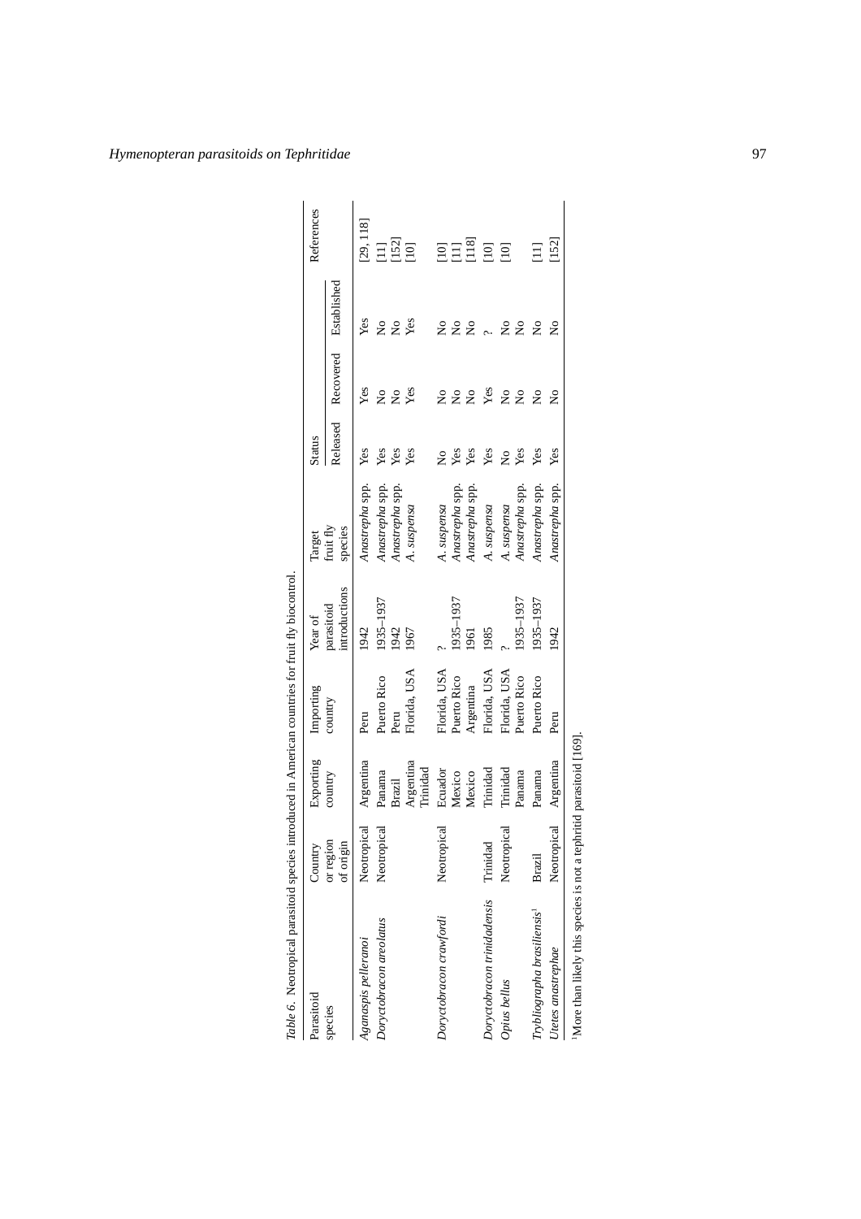*Table 6.* Neotropical parasitoid species introduced in American countries for fruit fly biocontrol.

| Parasitoid species | Country or region of origin | Exporting country | Importing country | Year of parasitoid introductions | Target fruit fly species | Status | | | References |
|---|---|---|---|---|---|---|---|---|---|
| | | | | | | Released | Recovered | Established | |
| *Aganaspis pelleranoi* | Neotropical | Argentina | Peru | 1942 | *Anastrepha* spp. | Yes | Yes | Yes | [29, 118] |
| *Doryctobracon areolatus* | Neotropical | Panama | Puerto Rico | 1935–1937 | *Anastrepha* spp. | Yes | No | No | [11] |
| | | Brazil | Peru | 1942 | *Anastrepha* spp. | Yes | No | No | [152] |
| | | Argentina Trinidad | Florida, USA | 1967 | *A. suspensa* | Yes | Yes | Yes | [10] |
| *Doryctobracon crawfordi* | Neotropical | Ecuador | Florida, USA | ? | *A. suspensa* | No | No | No | [10] |
| | | Mexico | Puerto Rico | 1935–1937 | *Anastrepha* spp. | Yes | No | No | [11] |
| | | Mexico | Argentina | 1961 | *Anastrepha* spp. | Yes | No | No | [118] |
| *Doryctobracon trinidadensis* | Trinidad | Trinidad | Florida, USA | 1985 | *A. suspensa* | Yes | Yes | ? | [10] |
| *Opius bellus* | Neotropical | Trinidad | Florida, USA | ? | *A. suspensa* | No | No | No | [10] |
| | | Panama | Puerto Rico | 1935–1937 | *Anastrepha* spp. | Yes | No | No | |
| *Trybliographa brasiliensis*[1] | Brazil | Panama | Puerto Rico | 1935–1937 | *Anastrepha* spp. | Yes | No | No | [11] |
| *Utetes anastrephae* | Neotropical | Argentina | Peru | 1942 | *Anastrepha* spp. | Yes | No | No | [152] |

[1]More than likely this species is not a tephritid parasitoid [169].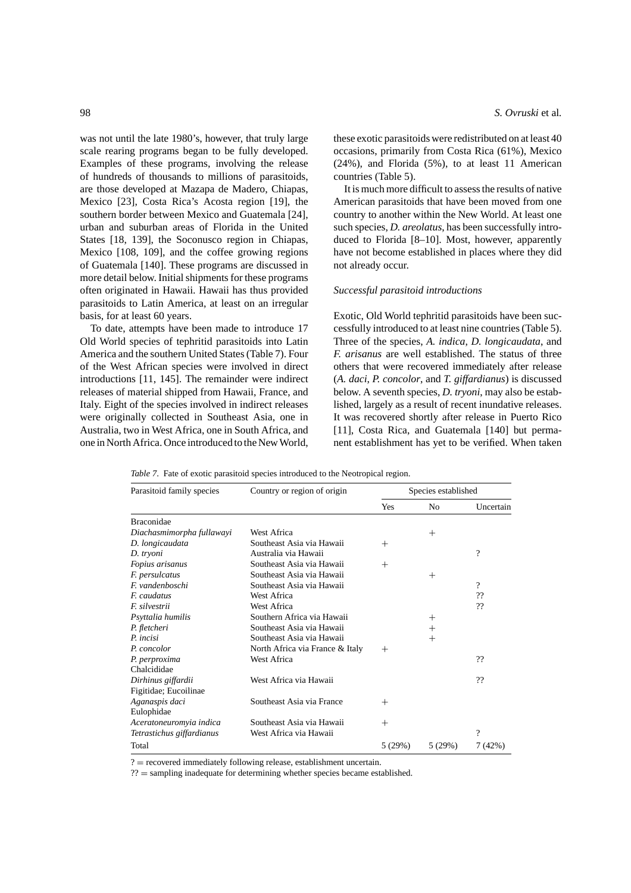was not until the late 1980's, however, that truly large scale rearing programs began to be fully developed. Examples of these programs, involving the release of hundreds of thousands to millions of parasitoids, are those developed at Mazapa de Madero, Chiapas, Mexico [23], Costa Rica's Acosta region [19], the southern border between Mexico and Guatemala [24], urban and suburban areas of Florida in the United States [18, 139], the Soconusco region in Chiapas, Mexico [108, 109], and the coffee growing regions of Guatemala [140]. These programs are discussed in more detail below. Initial shipments for these programs often originated in Hawaii. Hawaii has thus provided parasitoids to Latin America, at least on an irregular basis, for at least 60 years.

To date, attempts have been made to introduce 17 Old World species of tephritid parasitoids into Latin America and the southern United States (Table 7). Four of the West African species were involved in direct introductions [11, 145]. The remainder were indirect releases of material shipped from Hawaii, France, and Italy. Eight of the species involved in indirect releases were originally collected in Southeast Asia, one in Australia, two in West Africa, one in South Africa, and one in North Africa. Once introduced to the New World, these exotic parasitoids were redistributed on at least 40 occasions, primarily from Costa Rica (61%), Mexico (24%), and Florida (5%), to at least 11 American countries (Table 5).

It is much more difficult to assess the results of native American parasitoids that have been moved from one country to another within the New World. At least one such species, *D. areolatus*, has been successfully introduced to Florida [8–10]. Most, however, apparently have not become established in places where they did not already occur.

*Successful parasitoid introductions*

Exotic, Old World tephritid parasitoids have been successfully introduced to at least nine countries (Table 5). Three of the species, *A. indica*, *D. longicaudata*, and *F. arisanus* are well established. The status of three others that were recovered immediately after release (*A. daci*, *P. concolor*, and *T. giffardianus*) is discussed below. A seventh species, *D. tryoni*, may also be established, largely as a result of recent inundative releases. It was recovered shortly after release in Puerto Rico [11], Costa Rica, and Guatemala [140] but permanent establishment has yet to be verified. When taken

*Table 7*. Fate of exotic parasitoid species introduced to the Neotropical region.

| Parasitoid family species | Country or region of origin | Species established | | |
|---|---|---|---|---|
| | | Yes | No | Uncertain |
| Braconidae | | | | |
| *Diachasmimorpha fullawayi* | West Africa | | + | |
| *D. longicaudata* | Southeast Asia via Hawaii | + | | |
| *D. tryoni* | Australia via Hawaii | | | ? |
| *Fopius arisanus* | Southeast Asia via Hawaii | + | | |
| *F. persulcatus* | Southeast Asia via Hawaii | | + | |
| *F. vandenboschi* | Southeast Asia via Hawaii | | | ? |
| *F. caudatus* | West Africa | | | ?? |
| *F. silvestrii* | West Africa | | | ?? |
| *Psyttalia humilis* | Southern Africa via Hawaii | | + | |
| *P. fletcheri* | Southeast Asia via Hawaii | | + | |
| *P. incisi* | Southeast Asia via Hawaii | | + | |
| *P. concolor* | North Africa via France & Italy | + | | |
| *P. perproxima* | West Africa | | | ?? |
| Chalcididae | | | | |
| *Dirhinus giffardii* | West Africa via Hawaii | | | ?? |
| Figitidae; Eucoilinae | | | | |
| *Aganaspis daci* | Southeast Asia via France | + | | |
| Eulophidae | | | | |
| *Aceratoneuromyia indica* | Southeast Asia via Hawaii | + | | |
| *Tetrastichus giffardianus* | West Africa via Hawaii | | | ? |
| Total | | 5 (29%) | 5 (29%) | 7 (42%) |

? = recovered immediately following release, establishment uncertain.

?? = sampling inadequate for determining whether species became established.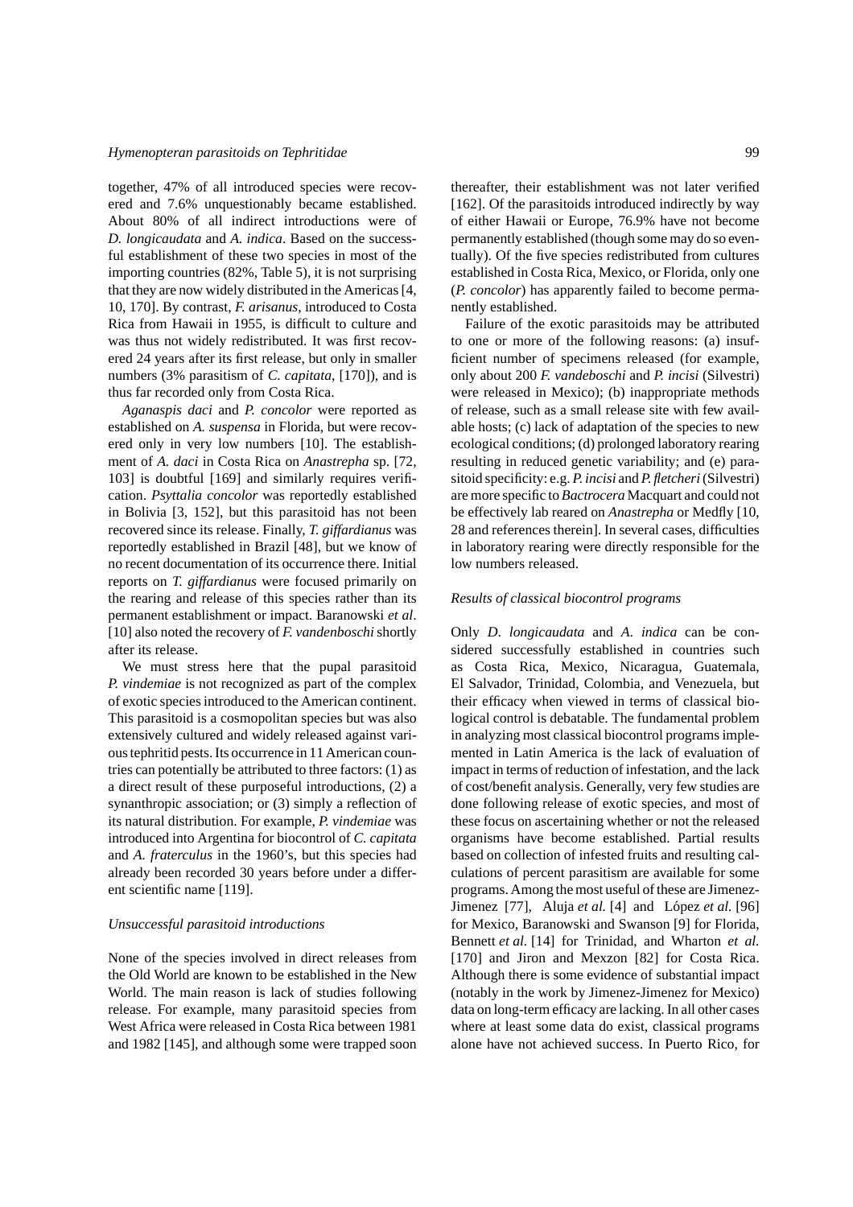together, 47% of all introduced species were recovered and 7.6% unquestionably became established. About 80% of all indirect introductions were of *D. longicaudata* and *A. indica*. Based on the successful establishment of these two species in most of the importing countries (82%, Table 5), it is not surprising that they are now widely distributed in the Americas [4, 10, 170]. By contrast, *F. arisanus*, introduced to Costa Rica from Hawaii in 1955, is difficult to culture and was thus not widely redistributed. It was first recovered 24 years after its first release, but only in smaller numbers (3% parasitism of *C. capitata*, [170]), and is thus far recorded only from Costa Rica.

*Aganaspis daci* and *P. concolor* were reported as established on *A. suspensa* in Florida, but were recovered only in very low numbers [10]. The establishment of *A. daci* in Costa Rica on *Anastrepha* sp. [72, 103] is doubtful [169] and similarly requires verification. *Psyttalia concolor* was reportedly established in Bolivia [3, 152], but this parasitoid has not been recovered since its release. Finally, *T. giffardianus* was reportedly established in Brazil [48], but we know of no recent documentation of its occurrence there. Initial reports on *T. giffardianus* were focused primarily on the rearing and release of this species rather than its permanent establishment or impact. Baranowski *et al*. [10] also noted the recovery of *F. vandenboschi* shortly after its release.

We must stress here that the pupal parasitoid *P. vindemiae* is not recognized as part of the complex of exotic species introduced to the American continent. This parasitoid is a cosmopolitan species but was also extensively cultured and widely released against various tephritid pests. Its occurrence in 11 American countries can potentially be attributed to three factors: (1) as a direct result of these purposeful introductions, (2) a synanthropic association; or (3) simply a reflection of its natural distribution. For example, *P. vindemiae* was introduced into Argentina for biocontrol of *C. capitata* and *A. fraterculus* in the 1960's, but this species had already been recorded 30 years before under a different scientific name [119].

### *Unsuccessful parasitoid introductions*

None of the species involved in direct releases from the Old World are known to be established in the New World. The main reason is lack of studies following release. For example, many parasitoid species from West Africa were released in Costa Rica between 1981 and 1982 [145], and although some were trapped soon thereafter, their establishment was not later verified [162]. Of the parasitoids introduced indirectly by way of either Hawaii or Europe, 76.9% have not become permanently established (though some may do so eventually). Of the five species redistributed from cultures established in Costa Rica, Mexico, or Florida, only one (*P. concolor*) has apparently failed to become permanently established.

Failure of the exotic parasitoids may be attributed to one or more of the following reasons: (a) insufficient number of specimens released (for example, only about 200 *F. vandeboschi* and *P. incisi* (Silvestri) were released in Mexico); (b) inappropriate methods of release, such as a small release site with few available hosts; (c) lack of adaptation of the species to new ecological conditions; (d) prolonged laboratory rearing resulting in reduced genetic variability; and (e) parasitoid specificity: e.g. *P. incisi* and *P. fletcheri* (Silvestri) are more specific to *Bactrocera* Macquart and could not be effectively lab reared on *Anastrepha* or Medfly [10, 28 and references therein]. In several cases, difficulties in laboratory rearing were directly responsible for the low numbers released.

### *Results of classical biocontrol programs*

Only *D. longicaudata* and *A. indica* can be considered successfully established in countries such as Costa Rica, Mexico, Nicaragua, Guatemala, El Salvador, Trinidad, Colombia, and Venezuela, but their efficacy when viewed in terms of classical biological control is debatable. The fundamental problem in analyzing most classical biocontrol programs implemented in Latin America is the lack of evaluation of impact in terms of reduction of infestation, and the lack of cost/benefit analysis. Generally, very few studies are done following release of exotic species, and most of these focus on ascertaining whether or not the released organisms have become established. Partial results based on collection of infested fruits and resulting calculations of percent parasitism are available for some programs. Among the most useful of these are Jimenez-Jimenez [77], Aluja *et al.* [4] and López *et al.* [96] for Mexico, Baranowski and Swanson [9] for Florida, Bennett *et al.* [14] for Trinidad, and Wharton *et al.* [170] and Jiron and Mexzon [82] for Costa Rica. Although there is some evidence of substantial impact (notably in the work by Jimenez-Jimenez for Mexico) data on long-term efficacy are lacking. In all other cases where at least some data do exist, classical programs alone have not achieved success. In Puerto Rico, for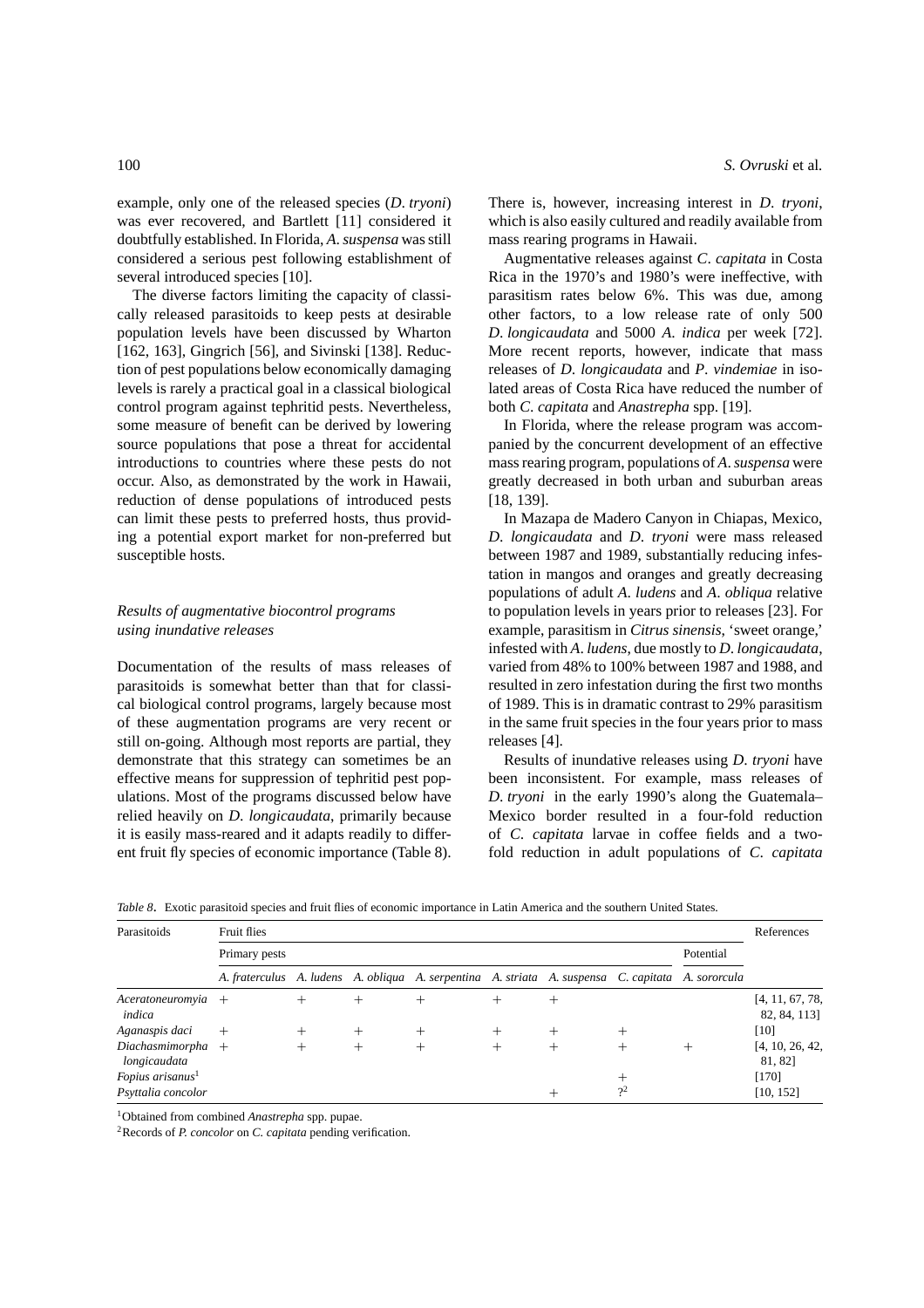example, only one of the released species (*D. tryoni*) was ever recovered, and Bartlett [11] considered it doubtfully established. In Florida, *A. suspensa* was still considered a serious pest following establishment of several introduced species [10].

The diverse factors limiting the capacity of classically released parasitoids to keep pests at desirable population levels have been discussed by Wharton [162, 163], Gingrich [56], and Sivinski [138]. Reduction of pest populations below economically damaging levels is rarely a practical goal in a classical biological control program against tephritid pests. Nevertheless, some measure of benefit can be derived by lowering source populations that pose a threat for accidental introductions to countries where these pests do not occur. Also, as demonstrated by the work in Hawaii, reduction of dense populations of introduced pests can limit these pests to preferred hosts, thus providing a potential export market for non-preferred but susceptible hosts.

### *Results of augmentative biocontrol programs using inundative releases*

Documentation of the results of mass releases of parasitoids is somewhat better than that for classical biological control programs, largely because most of these augmentation programs are very recent or still on-going. Although most reports are partial, they demonstrate that this strategy can sometimes be an effective means for suppression of tephritid pest populations. Most of the programs discussed below have relied heavily on *D. longicaudata*, primarily because it is easily mass-reared and it adapts readily to different fruit fly species of economic importance (Table 8). There is, however, increasing interest in *D. tryoni*, which is also easily cultured and readily available from mass rearing programs in Hawaii.

Augmentative releases against *C. capitata* in Costa Rica in the 1970's and 1980's were ineffective, with parasitism rates below 6%. This was due, among other factors, to a low release rate of only 500 *D. longicaudata* and 5000 *A. indica* per week [72]. More recent reports, however, indicate that mass releases of *D. longicaudata* and *P. vindemiae* in isolated areas of Costa Rica have reduced the number of both *C. capitata* and *Anastrepha* spp. [19].

In Florida, where the release program was accompanied by the concurrent development of an effective mass rearing program, populations of *A. suspensa* were greatly decreased in both urban and suburban areas [18, 139].

In Mazapa de Madero Canyon in Chiapas, Mexico, *D. longicaudata* and *D. tryoni* were mass released between 1987 and 1989, substantially reducing infestation in mangos and oranges and greatly decreasing populations of adult *A. ludens* and *A. obliqua* relative to population levels in years prior to releases [23]. For example, parasitism in *Citrus sinensis*, 'sweet orange,' infested with *A. ludens*, due mostly to *D. longicaudata*, varied from 48% to 100% between 1987 and 1988, and resulted in zero infestation during the first two months of 1989. This is in dramatic contrast to 29% parasitism in the same fruit species in the four years prior to mass releases [4].

Results of inundative releases using *D. tryoni* have been inconsistent. For example, mass releases of *D. tryoni* in the early 1990's along the Guatemala–Mexico border resulted in a four-fold reduction of *C. capitata* larvae in coffee fields and a two-fold reduction in adult populations of *C. capitata*

*Table 8*. Exotic parasitoid species and fruit flies of economic importance in Latin America and the southern United States.

| Parasitoids | Fruit flies | | | | | | | | References |
|---|---|---|---|---|---|---|---|---|---|
| | Primary pests | | | | | | | Potential | |
| | *A. fraterculus* | *A. ludens* | *A. obliqua* | *A. serpentina* | *A. striata* | *A. suspensa* | *C. capitata* | *A. sororcula* | |
| *Aceratoneuromyia indica* | + | + | + | + | + | + | | | [4, 11, 67, 78, 82, 84, 113] |
| *Aganaspis daci* | + | + | + | + | + | + | + | | [10] |
| *Diachasmimorpha longicaudata* | + | + | + | + | + | + | + | + | [4, 10, 26, 42, 81, 82] |
| *Fopius arisanus*[1] | | | | | | | + | | [170] |
| *Psyttalia concolor* | | | | | | + | ?[2] | | [10, 152] |

[1]Obtained from combined *Anastrepha* spp. pupae.

[2]Records of *P. concolor* on *C. capitata* pending verification.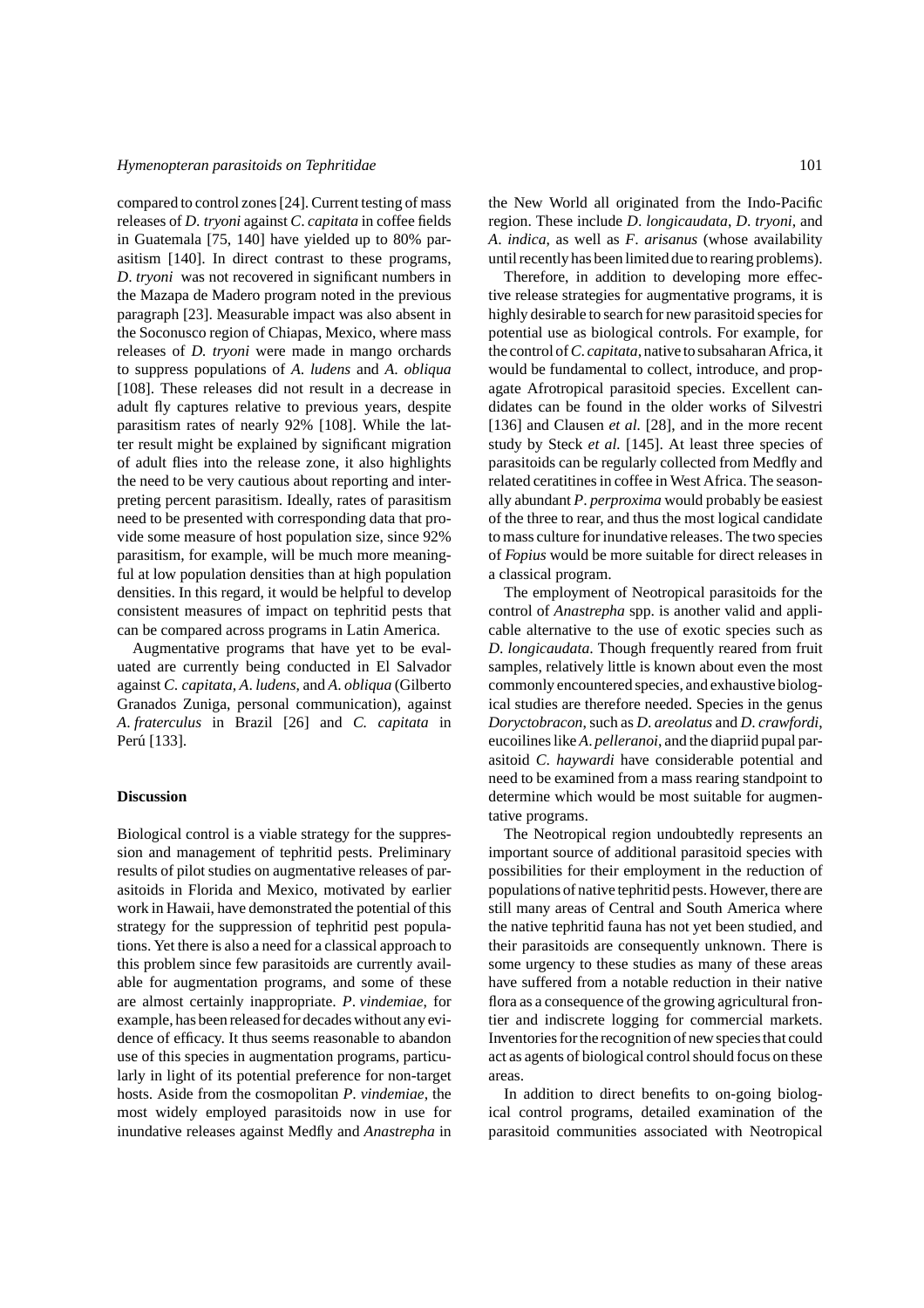compared to control zones [24]. Current testing of mass releases of *D. tryoni* against *C. capitata* in coffee fields in Guatemala [75, 140] have yielded up to 80% parasitism [140]. In direct contrast to these programs, *D. tryoni* was not recovered in significant numbers in the Mazapa de Madero program noted in the previous paragraph [23]. Measurable impact was also absent in the Soconusco region of Chiapas, Mexico, where mass releases of *D. tryoni* were made in mango orchards to suppress populations of *A. ludens* and *A. obliqua* [108]. These releases did not result in a decrease in adult fly captures relative to previous years, despite parasitism rates of nearly 92% [108]. While the latter result might be explained by significant migration of adult flies into the release zone, it also highlights the need to be very cautious about reporting and interpreting percent parasitism. Ideally, rates of parasitism need to be presented with corresponding data that provide some measure of host population size, since 92% parasitism, for example, will be much more meaningful at low population densities than at high population densities. In this regard, it would be helpful to develop consistent measures of impact on tephritid pests that can be compared across programs in Latin America.

Augmentative programs that have yet to be evaluated are currently being conducted in El Salvador against *C. capitata*, *A. ludens*, and *A. obliqua* (Gilberto Granados Zuniga, personal communication), against *A. fraterculus* in Brazil [26] and *C. capitata* in Perú [133].

## Discussion

Biological control is a viable strategy for the suppression and management of tephritid pests. Preliminary results of pilot studies on augmentative releases of parasitoids in Florida and Mexico, motivated by earlier work in Hawaii, have demonstrated the potential of this strategy for the suppression of tephritid pest populations. Yet there is also a need for a classical approach to this problem since few parasitoids are currently available for augmentation programs, and some of these are almost certainly inappropriate. *P. vindemiae*, for example, has been released for decades without any evidence of efficacy. It thus seems reasonable to abandon use of this species in augmentation programs, particularly in light of its potential preference for non-target hosts. Aside from the cosmopolitan *P. vindemiae*, the most widely employed parasitoids now in use for inundative releases against Medfly and *Anastrepha* in the New World all originated from the Indo-Pacific region. These include *D. longicaudata*, *D. tryoni*, and *A. indica*, as well as *F. arisanus* (whose availability until recently has been limited due to rearing problems).

Therefore, in addition to developing more effective release strategies for augmentative programs, it is highly desirable to search for new parasitoid species for potential use as biological controls. For example, for the control of *C. capitata*, native to subsaharan Africa, it would be fundamental to collect, introduce, and propagate Afrotropical parasitoid species. Excellent candidates can be found in the older works of Silvestri [136] and Clausen *et al.* [28], and in the more recent study by Steck *et al.* [145]. At least three species of parasitoids can be regularly collected from Medfly and related ceratitines in coffee in West Africa. The seasonally abundant *P. perproxima* would probably be easiest of the three to rear, and thus the most logical candidate to mass culture for inundative releases. The two species of *Fopius* would be more suitable for direct releases in a classical program.

The employment of Neotropical parasitoids for the control of *Anastrepha* spp. is another valid and applicable alternative to the use of exotic species such as *D. longicaudata*. Though frequently reared from fruit samples, relatively little is known about even the most commonly encountered species, and exhaustive biological studies are therefore needed. Species in the genus *Doryctobracon*, such as *D. areolatus* and *D. crawfordi*, eucoilines like *A. pelleranoi*, and the diapriid pupal parasitoid *C. haywardi* have considerable potential and need to be examined from a mass rearing standpoint to determine which would be most suitable for augmentative programs.

The Neotropical region undoubtedly represents an important source of additional parasitoid species with possibilities for their employment in the reduction of populations of native tephritid pests. However, there are still many areas of Central and South America where the native tephritid fauna has not yet been studied, and their parasitoids are consequently unknown. There is some urgency to these studies as many of these areas have suffered from a notable reduction in their native flora as a consequence of the growing agricultural frontier and indiscrete logging for commercial markets. Inventories for the recognition of new species that could act as agents of biological control should focus on these areas.

In addition to direct benefits to on-going biological control programs, detailed examination of the parasitoid communities associated with Neotropical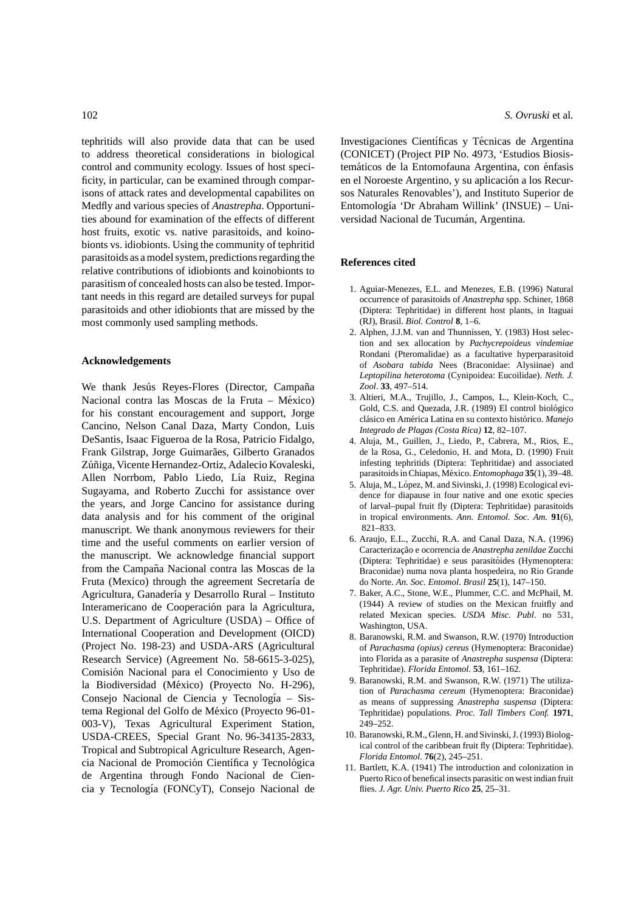tephritids will also provide data that can be used to address theoretical considerations in biological control and community ecology. Issues of host specificity, in particular, can be examined through comparisons of attack rates and developmental capabilites on Medfly and various species of *Anastrepha*. Opportunities abound for examination of the effects of different host fruits, exotic vs. native parasitoids, and koinobionts vs. idiobionts. Using the community of tephritid parasitoids as a model system, predictions regarding the relative contributions of idiobionts and koinobionts to parasitism of concealed hosts can also be tested. Important needs in this regard are detailed surveys for pupal parasitoids and other idiobionts that are missed by the most commonly used sampling methods.

## Acknowledgements

We thank Jesús Reyes-Flores (Director, Campaña Nacional contra las Moscas de la Fruta – México) for his constant encouragement and support, Jorge Cancino, Nelson Canal Daza, Marty Condon, Luis DeSantis, Isaac Figueroa de la Rosa, Patricio Fidalgo, Frank Gilstrap, Jorge Guimarães, Gilberto Granados Zúñiga, Vicente Hernandez-Ortiz, Adalecio Kovaleski, Allen Norrbom, Pablo Liedo, Lía Ruiz, Regina Sugayama, and Roberto Zucchi for assistance over the years, and Jorge Cancino for assistance during data analysis and for his comment of the original manuscript. We thank anonymous reviewers for their time and the useful comments on earlier version of the manuscript. We acknowledge financial support from the Campaña Nacional contra las Moscas de la Fruta (Mexico) through the agreement Secretaría de Agricultura, Ganadería y Desarrollo Rural – Instituto Interamericano de Cooperación para la Agricultura, U.S. Department of Agriculture (USDA) – Office of International Cooperation and Development (OICD) (Project No. 198-23) and USDA-ARS (Agricultural Research Service) (Agreement No. 58-6615-3-025), Comisión Nacional para el Conocimiento y Uso de la Biodiversidad (México) (Proyecto No. H-296), Consejo Nacional de Ciencia y Tecnología – Sistema Regional del Golfo de México (Proyecto 96-01-003-V), Texas Agricultural Experiment Station, USDA-CREES, Special Grant No. 96-34135-2833, Tropical and Subtropical Agriculture Research, Agencia Nacional de Promoción Científica y Tecnológica de Argentina through Fondo Nacional de Ciencia y Tecnología (FONCyT), Consejo Nacional de Investigaciones Científicas y Técnicas de Argentina (CONICET) (Project PIP No. 4973, 'Estudios Biosistemáticos de la Entomofauna Argentina, con énfasis en el Noroeste Argentino, y su aplicación a los Recursos Naturales Renovables'), and Instituto Superior de Entomología 'Dr Abraham Willink' (INSUE) – Universidad Nacional de Tucumán, Argentina.

## References cited

1. Aguiar-Menezes, E.L. and Menezes, E.B. (1996) Natural occurrence of parasitoids of *Anastrepha* spp. Schiner, 1868 (Diptera: Tephritidae) in different host plants, in Itaguai (RJ), Brasil. *Biol. Control* **8**, 1–6.
2. Alphen, J.J.M. van and Thunnissen, Y. (1983) Host selection and sex allocation by *Pachycrepoideus vindemiae* Rondani (Pteromalidae) as a facultative hyperparasitoid of *Asobara tabida* Nees (Braconidae: Alysiinae) and *Leptopilina heterotoma* (Cynipoidea: Eucoilidae). *Neth. J. Zool*. **33**, 497–514.
3. Altieri, M.A., Trujillo, J., Campos, L., Klein-Koch, C., Gold, C.S. and Quezada, J.R. (1989) El control biológico clásico en América Latina en su contexto histórico. *Manejo Integrado de Plagas (Costa Rica)* **12**, 82–107.
4. Aluja, M., Guillen, J., Liedo, P., Cabrera, M., Rios, E., de la Rosa, G., Celedonio, H. and Mota, D. (1990) Fruit infesting tephritids (Diptera: Tephritidae) and associated parasitoids in Chiapas, México. *Entomophaga* **35**(1), 39–48.
5. Aluja, M., López, M. and Sivinski, J. (1998) Ecological evidence for diapause in four native and one exotic species of larval–pupal fruit fly (Diptera: Tephritidae) parasitoids in tropical environments. *Ann. Entomol. Soc. Am.* **91**(6), 821–833.
6. Araujo, E.L., Zucchi, R.A. and Canal Daza, N.A. (1996) Caracterização e ocorrencia de *Anastrepha zenildae* Zucchi (Diptera: Tephritidae) e seus parasitóides (Hymenoptera: Braconidae) numa nova planta hospedeira, no Rio Grande do Norte. *An. Soc. Entomol. Brasil* **25**(1), 147–150.
7. Baker, A.C., Stone, W.E., Plummer, C.C. and McPhail, M. (1944) A review of studies on the Mexican fruitfly and related Mexican species. *USDA Misc. Publ*. no 531, Washington, USA.
8. Baranowski, R.M. and Swanson, R.W. (1970) Introduction of *Parachasma (opius) cereus* (Hymenoptera: Braconidae) into Florida as a parasite of *Anastrepha suspensa* (Diptera: Tephritidae). *Florida Entomol.* **53**, 161–162.
9. Baranowski, R.M. and Swanson, R.W. (1971) The utilization of *Parachasma cereum* (Hymenoptera: Braconidae) as means of suppressing *Anastrepha suspensa* (Diptera: Tephritidae) populations. *Proc. Tall Timbers Conf.* **1971**, 249–252.
10. Baranowski, R.M., Glenn, H. and Sivinski, J. (1993) Biological control of the caribbean fruit fly (Diptera: Tephritidae). *Florida Entomol.* **76**(2), 245–251.
11. Bartlett, K.A. (1941) The introduction and colonization in Puerto Rico of benefical insects parasitic on west indian fruit flies. *J. Agr. Univ. Puerto Rico* **25**, 25–31.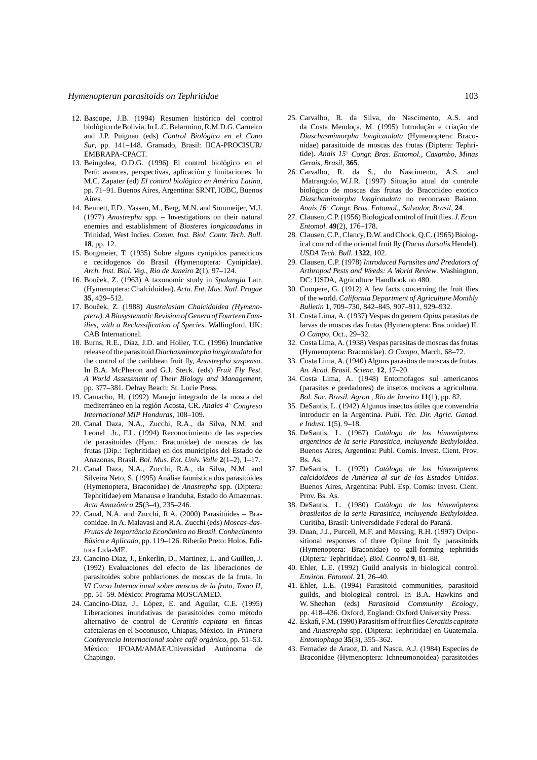12. Bascope, J.B. (1994) Resumen histórico del control biológico de Bolivia. In L.C. Belarmino, R.M.D.G. Carneiro and J.P. Puignau (eds) *Control Biológico en el Cono Sur*, pp. 141–148. Gramado, Brasil: IICA-PROCISUR/EMBRAPA-CPACT.
13. Beingolea, O.D.G. (1996) El control biológico en el Perú: avances, perspectivas, aplicación y limitaciones. In M.C. Zapater (ed) *El control biológico en América Latina*, pp. 71–91. Buenos Aires, Argentina: SRNT, IOBC, Buenos Aires.
14. Bennett, F.D., Yassen, M., Berg, M.N. and Sommeijer, M.J. (1977) *Anastrepha* spp. – Investigations on their natural enemies and establishment of *Biosteres longicaudatus* in Trinidad, West Indies. *Comm. Inst. Biol. Contr. Tech. Bull.* **18**, pp. 12.
15. Borgmeier, T. (1935) Sobre alguns cynipidos parasiticos e cecidogenos do Brasil (Hymenoptera: Cynipidae). *Arch. Inst. Biol. Veg., Rio de Janeiro* **2**(1), 97–124.
16. Bouček, Z. (1963) A taxonomic study in *Spalangia* Latr. (Hymenoptera: Chalcidoidea). *Acta. Ent. Mus. Natl. Pragae* **35**, 429–512.
17. Bouček, Z. (1988) *Australasian Chalcidoidea (Hymenoptera). A Biosystematic Revision of Genera of Fourteen Families, with a Reclassification of Species*. Wallingford, UK: CAB International.
18. Burns, R.E., Diaz, J.D. and Holler, T.C. (1996) Inundative release of the parasitoid *Diachasmimorpha longicaudata* for the control of the caribbean fruit fly, *Anastrepha suspensa*. In B.A. McPheron and G.J. Steck. (eds) *Fruit Fly Pest. A World Assessment of Their Biology and Management*, pp. 377–381. Delray Beach: St. Lucie Press.
19. Camacho, H. (1992) Manejo integrado de la mosca del mediterráneo en la región Acosta, CR. *Anales 4° Congreso Internacional MIP Honduras*, 108–109.
20. Canal Daza, N.A., Zucchi, R.A., da Silva, N.M. and Leonel Jr., F.L. (1994) Reconocimiento de las especies de parasitoides (Hym.: Braconidae) de moscas de las frutas (Dip.: Tephritidae) en dos municipios del Estado de Anazonas, Brasil. *Bol. Mus. Ent. Univ. Valle* **2**(1–2), 1–17.
21. Canal Daza, N.A., Zucchi, R.A., da Silva, N.M. and Silveira Neto, S. (1995) Análise faunística dos parasitóides (Hymenoptera, Braconidae) de *Anastrepha* spp. (Diptera: Tephritidae) em Manausa e Iranduba, Estado do Amazonas. *Acta Amazônica* **25**(3–4), 235–246.
22. Canal, N.A. and Zucchi, R.A. (2000) Parasitóides – Braconidae. In A. Malavasi and R.A. Zucchi (eds) *Moscas-das-Frutas de Importância Econômica no Brasil. Conhecimento Básico e Aplicado*, pp. 119–126. Riberão Preto: Holos, Editora Ltda-ME.
23. Cancino-Diaz, J., Enkerlin, D., Martinez, L. and Guillen, J. (1992) Evaluaciones del efecto de las liberaciones de parasitoides sobre poblaciones de moscas de la fruta. In *VI Curso Internacional sobre moscas de la fruta, Tomo II*, pp. 51–59. México: Programa MOSCAMED.
24. Cancino-Diaz, J., López, E. and Aguilar, C.E. (1995) Liberaciones inundativas de parasitoides como método alternativo de control de *Ceratitis capitata* en fincas cafetaleras en el Soconusco, Chiapas, México. In *Primera Conferencia Internacional sobre café orgánico*, pp. 51–53. México: IFOAM/AMAE/Universidad Autónoma de Chapingo.
25. Carvalho, R. da Silva, do Nascimento, A.S. and da Costa Mendoça, M. (1995) Introdução e criação de *Diaschasmimorpha longicaudata* (Hymenoptera: Braconidae) parasitoide de moscas das frutas (Diptera: Tephritide). *Anais 15° Congr. Bras. Entomol., Caxambo, Minas Gerais, Brasil*, **365**.
26. Carvalho, R. da S., do Nascimento, A.S. and Matrangolo, W.J.R. (1997) Situação atual do controle biológico de moscas das frutas do Braconideo exotico *Diaschamimorpha longicaudata* no reconcavo Baiano. *Anais 16° Congr. Bras. Entomol., Salvador, Brasil*, **24**.
27. Clausen, C.P. (1956) Biological control of fruit flies. *J. Econ. Entomol.* **49**(2), 176–178.
28. Clausen, C.P., Clancy, D.W. and Chock, Q.C. (1965) Biological control of the oriental fruit fly (*Dacus dorsalis* Hendel). *USDA Tech. Bull.* **1322**, 102.
29. Clausen, C.P. (1978) *Introduced Parasites and Predators of Arthropod Pests and Weeds: A World Review*. Washington, DC: USDA, Agriculture Handbook no 480.
30. Compere, G. (1912) A few facts concerning the fruit flies of the world. *California Department of Agriculture Monthly Bulletin* **1**, 709–730, 842–845, 907–911, 929–932.
31. Costa Lima, A. (1937) Vespas do genero *Opius* parasitas de larvas de moscas das frutas (Hymenoptera: Braconidae) II. *O Campo*, Oct., 29–32.
32. Costa Lima, A. (1938) Vespas parasitas de moscas das frutas (Hymenoptera: Braconidae). *O Campo*, March, 68–72.
33. Costa Lima, A. (1940) Alguns parasitos de moscas de frutas. *An. Acad. Brasil. Scienc.* **12**, 17–20.
34. Costa Lima, A. (1948) Entomofagos sul americanos (parasites e predadores) de insetos nocivos a agricultura. *Bol. Soc. Brasil. Agron., Rio de Janeiro* **11**(1), pp. 82.
35. DeSantis, L. (1942) Algunos insectos útiles que convendría introducir en la Argentina. *Publ. Téc. Dir. Agric. Ganad. e Indust.* **1**(5), 9–18.
36. DeSantis, L. (1967) *Catálogo de los himenópteros argentinos de la serie Parasitica, incluyendo Bethyloidea*. Buenos Aires, Argentina: Publ. Comis. Invest. Cient. Prov. Bs. As.
37. DeSantis, L. (1979) *Catálogo de los himenópteros calcidoideos de América al sur de los Estados Unidos*. Buenos Aires, Argentina: Publ. Esp. Comis: Invest. Cient. Prov. Bs. As.
38. DeSantis, L. (1980) *Catálogo de los himenópteros brasileños de la serie Parasitica, incluyendo Bethyloidea*. Curitiba, Brasil: Universdidade Federal do Paraná.
39. Duan, J.J., Purcell, M.F. and Messing, R.H. (1997) Ovipositional responses of three Opiine fruit fly parasitoids (Hymenoptera: Braconidae) to gall-forming tephritids (Diptera: Tephritidae). *Biol. Control* **9**, 81–88.
40. Ehler, L.E. (1992) Guild analysis in biological control. *Environ. Entomol*. **21**, 26–40.
41. Ehler, L.E. (1994) Parasitoid communities, parasitoid guilds, and biological control. In B.A. Hawkins and W. Sheehan (eds) *Parasitoid Community Ecology*, pp. 418–436. Oxford, England: Oxford University Press.
42. Eskafi, F.M. (1990) Parasitism of fruit flies *Ceratitis capitata* and *Anastrepha* spp. (Diptera: Tephritidae) en Guatemala. *Entomophaga* **35**(3), 355–362.
43. Fernadez de Araoz, D. and Nasca, A.J. (1984) Especies de Braconidae (Hymenoptera: Ichneumonoidea) parasitoides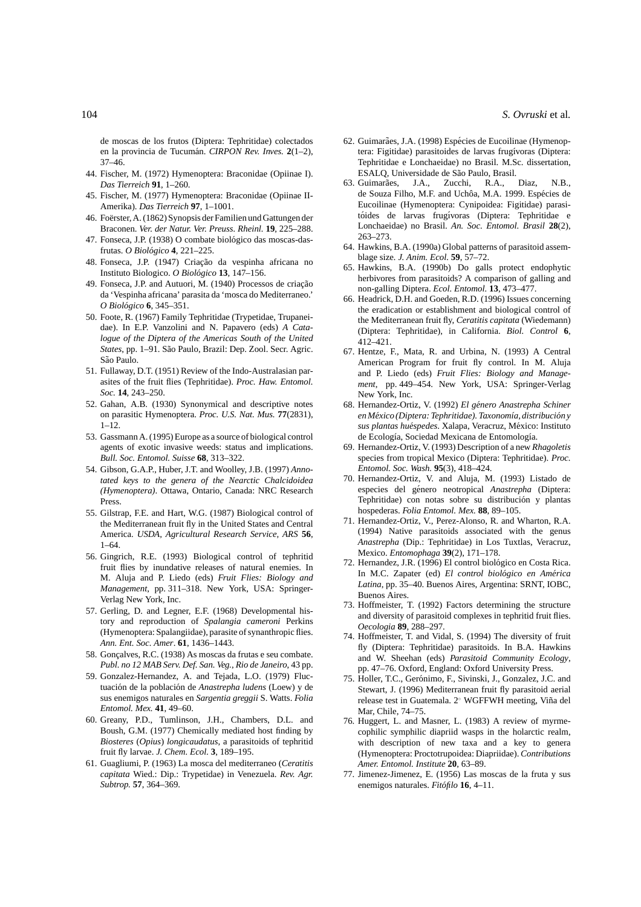de moscas de los frutos (Diptera: Tephritidae) colectados en la provincia de Tucumán. *CIRPON Rev. Inves.* **2**(1–2), 37–46.

44. Fischer, M. (1972) Hymenoptera: Braconidae (Opiinae I). *Das Tierreich* **91**, 1–260.
45. Fischer, M. (1977) Hymenoptera: Braconidae (Opiinae II-Amerika). *Das Tierreich* **97**, 1–1001.
46. Foërster, A. (1862) Synopsis der Familien und Gattungen der Braconen. *Ver. der Natur. Ver. Preuss. Rheinl.* **19**, 225–288.
47. Fonseca, J.P. (1938) O combate biológico das moscas-das-frutas. *O Biológico* **4**, 221–225.
48. Fonseca, J.P. (1947) Criação da vespinha africana no Instituto Biologico. *O Biológico* **13**, 147–156.
49. Fonseca, J.P. and Autuori, M. (1940) Processos de criação da 'Vespinha africana' parasita da 'mosca do Mediterraneo.' *O Biológico* **6**, 345–351.
50. Foote, R. (1967) Family Tephritidae (Trypetidae, Trupaneidae). In E.P. Vanzolini and N. Papavero (eds) *A Catalogue of the Diptera of the Americas South of the United States*, pp. 1–91. São Paulo, Brazil: Dep. Zool. Secr. Agric. São Paulo.
51. Fullaway, D.T. (1951) Review of the Indo-Australasian parasites of the fruit flies (Tephritidae). *Proc. Haw. Entomol. Soc.* **14**, 243–250.
52. Gahan, A.B. (1930) Synonymical and descriptive notes on parasitic Hymenoptera. *Proc. U.S. Nat. Mus.* **77**(2831), 1–12.
53. Gassmann A. (1995) Europe as a source of biological control agents of exotic invasive weeds: status and implications. *Bull. Soc. Entomol. Suisse* **68**, 313–322.
54. Gibson, G.A.P., Huber, J.T. and Woolley, J.B. (1997) *Annotated keys to the genera of the Nearctic Chalcidoidea (Hymenoptera)*. Ottawa, Ontario, Canada: NRC Research Press.
55. Gilstrap, F.E. and Hart, W.G. (1987) Biological control of the Mediterranean fruit fly in the United States and Central America. *USDA, Agricultural Research Service, ARS* **56**, 1–64.
56. Gingrich, R.E. (1993) Biological control of tephritid fruit flies by inundative releases of natural enemies. In M. Aluja and P. Liedo (eds) *Fruit Flies: Biology and Management*, pp. 311–318. New York, USA: Springer-Verlag New York, Inc.
57. Gerling, D. and Legner, E.F. (1968) Developmental history and reproduction of *Spalangia cameroni* Perkins (Hymenoptera: Spalangiidae), parasite of synanthropic flies. *Ann. Ent. Soc. Amer*. **61**, 1436–1443.
58. Gonçalves, R.C. (1938) As moscas da frutas e seu combate. *Publ. no 12 MAB Serv. Def. San. Veg., Rio de Janeiro*, 43 pp.
59. Gonzalez-Hernandez, A. and Tejada, L.O. (1979) Fluctuación de la población de *Anastrepha ludens* (Loew) y de sus enemigos naturales en *Sargentia greggii* S. Watts. *Folia Entomol. Mex.* **41**, 49–60.
60. Greany, P.D., Tumlinson, J.H., Chambers, D.L. and Boush, G.M. (1977) Chemically mediated host finding by *Biosteres* (*Opius*) *longicaudatus*, a parasitoids of tephritid fruit fly larvae. *J. Chem. Ecol.* **3**, 189–195.
61. Guagliumi, P. (1963) La mosca del mediterraneo (*Ceratitis capitata* Wied.: Dip.: Trypetidae) in Venezuela. *Rev. Agr. Subtrop.* **57**, 364–369.
62. Guimarães, J.A. (1998) Espécies de Eucoilinae (Hymenoptera: Figitidae) parasitoides de larvas frugívoras (Diptera: Tephritidae e Lonchaeidae) no Brasil. M.Sc. dissertation, ESALQ, Universidade de São Paulo, Brasil.
63. Guimarães, J.A., Zucchi, R.A., Diaz, N.B., de Souza Filho, M.F. and Uchôa, M.A. 1999. Espécies de Eucoilinae (Hymenoptera: Cynipoidea: Figitidae) parasitóides de larvas frugívoras (Diptera: Tephritidae e Lonchaeidae) no Brasil. *An. Soc. Entomol. Brasil* **28**(2), 263–273.
64. Hawkins, B.A. (1990a) Global patterns of parasitoid assemblage size. *J. Anim. Ecol.* **59**, 57–72.
65. Hawkins, B.A. (1990b) Do galls protect endophytic herbivores from parasitoids? A comparison of galling and non-galling Diptera. *Ecol. Entomol.* **13**, 473–477.
66. Headrick, D.H. and Goeden, R.D. (1996) Issues concerning the eradication or establishment and biological control of the Mediterranean fruit fly, *Ceratitis capitata* (Wiedemann) (Diptera: Tephritidae), in California. *Biol. Control* **6**, 412–421.
67. Hentze, F., Mata, R. and Urbina, N. (1993) A Central American Program for fruit fly control. In M. Aluja and P. Liedo (eds) *Fruit Flies: Biology and Management*, pp. 449–454. New York, USA: Springer-Verlag New York, Inc.
68. Hernandez-Ortiz, V. (1992) *El género Anastrepha Schiner en México (Diptera: Tephritidae). Taxonomía, distribución y sus plantas huéspedes*. Xalapa, Veracruz, México: Instituto de Ecología, Sociedad Mexicana de Entomología.
69. Hernandez-Ortiz, V. (1993) Description of a new *Rhagoletis* species from tropical Mexico (Diptera: Tephritidae). *Proc. Entomol. Soc. Wash.* **95**(3), 418–424.
70. Hernandez-Ortiz, V. and Aluja, M. (1993) Listado de especies del género neotropical *Anastrepha* (Diptera: Tephritidae) con notas sobre su distribución y plantas hospederas. *Folia Entomol. Mex.* **88**, 89–105.
71. Hernandez-Ortiz, V., Perez-Alonso, R. and Wharton, R.A. (1994) Native parasitoids associated with the genus *Anastrepha* (Dip.: Tephritidae) in Los Tuxtlas, Veracruz, Mexico. *Entomophaga* **39**(2), 171–178.
72. Hernandez, J.R. (1996) El control biológico en Costa Rica. In M.C. Zapater (ed) *El control biológico en América Latina*, pp. 35–40. Buenos Aires, Argentina: SRNT, IOBC, Buenos Aires.
73. Hoffmeister, T. (1992) Factors determining the structure and diversity of parasitoid complexes in tephritid fruit flies. *Oecologia* **89**, 288–297.
74. Hoffmeister, T. and Vidal, S. (1994) The diversity of fruit fly (Diptera: Tephritidae) parasitoids. In B.A. Hawkins and W. Sheehan (eds) *Parasitoid Community Ecology*, pp. 47–76. Oxford, England: Oxford University Press.
75. Holler, T.C., Gerónimo, F., Sivinski, J., Gonzalez, J.C. and Stewart, J. (1996) Mediterranean fruit fly parasitoid aerial release test in Guatemala. 2° WGFFWH meeting, Viña del Mar, Chile, 74–75.
76. Huggert, L. and Masner, L. (1983) A review of myrmecophilic symphilic diapriid wasps in the holarctic realm, with description of new taxa and a key to genera (Hymenoptera: Proctotrupoidea: Diapriidae). *Contributions Amer. Entomol. Institute* **20**, 63–89.
77. Jimenez-Jimenez, E. (1956) Las moscas de la fruta y sus enemigos naturales. *Fitófilo* **16**, 4–11.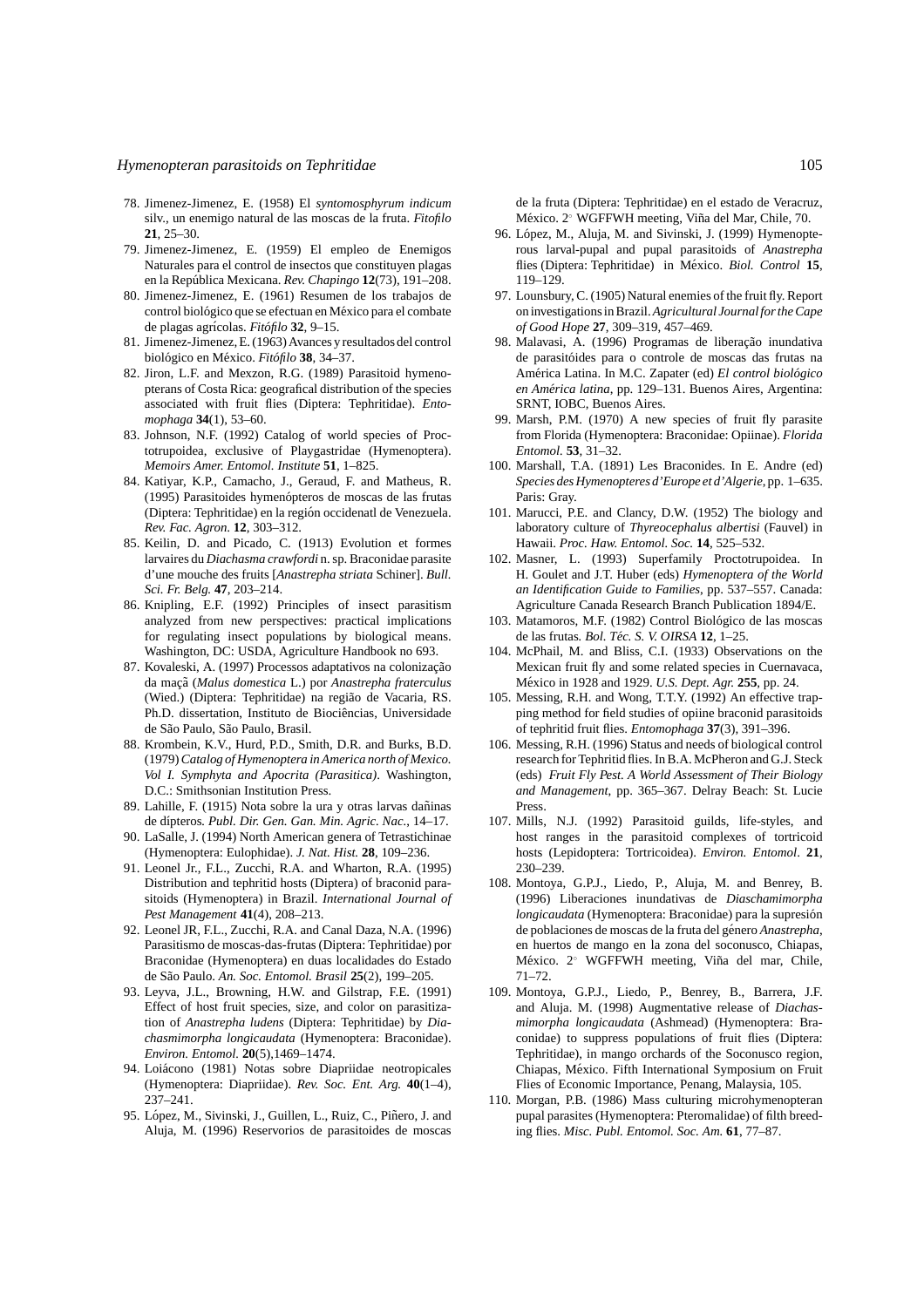78. Jimenez-Jimenez, E. (1958) El *syntomosphyrum indicum* silv., un enemigo natural de las moscas de la fruta. *Fitofilo* **21**, 25–30.
79. Jimenez-Jimenez, E. (1959) El empleo de Enemigos Naturales para el control de insectos que constituyen plagas en la República Mexicana. *Rev. Chapingo* **12**(73), 191–208.
80. Jimenez-Jimenez, E. (1961) Resumen de los trabajos de control biológico que se efectuan en México para el combate de plagas agrícolas. *Fitófilo* **32**, 9–15.
81. Jimenez-Jimenez, E. (1963) Avances y resultados del control biológico en México. *Fitófilo* **38**, 34–37.
82. Jiron, L.F. and Mexzon, R.G. (1989) Parasitoid hymenopterans of Costa Rica: geografical distribution of the species associated with fruit flies (Diptera: Tephritidae). *Entomophaga* **34**(1), 53–60.
83. Johnson, N.F. (1992) Catalog of world species of Proctotrupoidea, exclusive of Playgastridae (Hymenoptera). *Memoirs Amer. Entomol. Institute* **51**, 1–825.
84. Katiyar, K.P., Camacho, J., Geraud, F. and Matheus, R. (1995) Parasitoides hymenópteros de moscas de las frutas (Diptera: Tephritidae) en la región occidenatl de Venezuela. *Rev. Fac. Agron.* **12**, 303–312.
85. Keilin, D. and Picado, C. (1913) Evolution et formes larvaires du *Diachasma crawfordi* n. sp. Braconidae parasite d'une mouche des fruits [*Anastrepha striata* Schiner]. *Bull. Sci. Fr. Belg.* **47**, 203–214.
86. Knipling, E.F. (1992) Principles of insect parasitism analyzed from new perspectives: practical implications for regulating insect populations by biological means. Washington, DC: USDA, Agriculture Handbook no 693.
87. Kovaleski, A. (1997) Processos adaptativos na colonização da maçã (*Malus domestica* L.) por *Anastrepha fraterculus* (Wied.) (Diptera: Tephritidae) na região de Vacaria, RS. Ph.D. dissertation, Instituto de Biociências, Universidade de São Paulo, São Paulo, Brasil.
88. Krombein, K.V., Hurd, P.D., Smith, D.R. and Burks, B.D. (1979) *Catalog of Hymenoptera in America north of Mexico. Vol I. Symphyta and Apocrita (Parasitica)*. Washington, D.C.: Smithsonian Institution Press.
89. Lahille, F. (1915) Nota sobre la ura y otras larvas dañinas de dípteros. *Publ. Dir. Gen. Gan. Min. Agric. Nac.*, 14–17.
90. LaSalle, J. (1994) North American genera of Tetrastichinae (Hymenoptera: Eulophidae). *J. Nat. Hist.* **28**, 109–236.
91. Leonel Jr., F.L., Zucchi, R.A. and Wharton, R.A. (1995) Distribution and tephritid hosts (Diptera) of braconid parasitoids (Hymenoptera) in Brazil. *International Journal of Pest Management* **41**(4), 208–213.
92. Leonel JR, F.L., Zucchi, R.A. and Canal Daza, N.A. (1996) Parasitismo de moscas-das-frutas (Diptera: Tephritidae) por Braconidae (Hymenoptera) en duas localidades do Estado de São Paulo. *An. Soc. Entomol. Brasil* **25**(2), 199–205.
93. Leyva, J.L., Browning, H.W. and Gilstrap, F.E. (1991) Effect of host fruit species, size, and color on parasitization of *Anastrepha ludens* (Diptera: Tephritidae) by *Diachasmimorpha longicaudata* (Hymenoptera: Braconidae). *Environ. Entomol.* **20**(5),1469–1474.
94. Loiácono (1981) Notas sobre Diapriidae neotropicales (Hymenoptera: Diapriidae). *Rev. Soc. Ent. Arg.* **40**(1–4), 237–241.
95. López, M., Sivinski, J., Guillen, L., Ruiz, C., Piñero, J. and Aluja, M. (1996) Reservorios de parasitoides de moscas de la fruta (Diptera: Tephritidae) en el estado de Veracruz, México. 2° WGFFWH meeting, Viña del Mar, Chile, 70.
96. López, M., Aluja, M. and Sivinski, J. (1999) Hymenopterous larval-pupal and pupal parasitoids of *Anastrepha* flies (Diptera: Tephritidae) in México. *Biol. Control* **15**, 119–129.
97. Lounsbury, C. (1905) Natural enemies of the fruit fly. Report on investigations in Brazil. *Agricultural Journal for the Cape of Good Hope* **27**, 309–319, 457–469.
98. Malavasi, A. (1996) Programas de liberação inundativa de parasitóides para o controle de moscas das frutas na América Latina. In M.C. Zapater (ed) *El control biológico en América latina*, pp. 129–131. Buenos Aires, Argentina: SRNT, IOBC, Buenos Aires.
99. Marsh, P.M. (1970) A new species of fruit fly parasite from Florida (Hymenoptera: Braconidae: Opiinae). *Florida Entomol.* **53**, 31–32.
100. Marshall, T.A. (1891) Les Braconides. In E. Andre (ed) *Species des Hymenopteres d'Europe et d'Algerie*, pp. 1–635. Paris: Gray.
101. Marucci, P.E. and Clancy, D.W. (1952) The biology and laboratory culture of *Thyreocephalus albertisi* (Fauvel) in Hawaii. *Proc. Haw. Entomol. Soc.* **14**, 525–532.
102. Masner, L. (1993) Superfamily Proctotrupoidea. In H. Goulet and J.T. Huber (eds) *Hymenoptera of the World an Identification Guide to Families*, pp. 537–557. Canada: Agriculture Canada Research Branch Publication 1894/E.
103. Matamoros, M.F. (1982) Control Biológico de las moscas de las frutas. *Bol. Téc. S. V. OIRSA* **12**, 1–25.
104. McPhail, M. and Bliss, C.I. (1933) Observations on the Mexican fruit fly and some related species in Cuernavaca, México in 1928 and 1929. *U.S. Dept. Agr.* **255**, pp. 24.
105. Messing, R.H. and Wong, T.T.Y. (1992) An effective trapping method for field studies of opiine braconid parasitoids of tephritid fruit flies. *Entomophaga* **37**(3), 391–396.
106. Messing, R.H. (1996) Status and needs of biological control research for Tephritid flies. In B.A. McPheron and G.J. Steck (eds) *Fruit Fly Pest. A World Assessment of Their Biology and Management*, pp. 365–367. Delray Beach: St. Lucie Press.
107. Mills, N.J. (1992) Parasitoid guilds, life-styles, and host ranges in the parasitoid complexes of tortricoid hosts (Lepidoptera: Tortricoidea). *Environ. Entomol.* **21**, 230–239.
108. Montoya, G.P.J., Liedo, P., Aluja, M. and Benrey, B. (1996) Liberaciones inundativas de *Diaschamimorpha longicaudata* (Hymenoptera: Braconidae) para la supresión de poblaciones de moscas de la fruta del género *Anastrepha*, en huertos de mango en la zona del soconusco, Chiapas, México. 2° WGFFWH meeting, Viña del mar, Chile, 71–72.
109. Montoya, G.P.J., Liedo, P., Benrey, B., Barrera, J.F. and Aluja. M. (1998) Augmentative release of *Diachasmimorpha longicaudata* (Ashmead) (Hymenoptera: Braconidae) to suppress populations of fruit flies (Diptera: Tephritidae), in mango orchards of the Soconusco region, Chiapas, México. Fifth International Symposium on Fruit Flies of Economic Importance, Penang, Malaysia, 105.
110. Morgan, P.B. (1986) Mass culturing microhymenopteran pupal parasites (Hymenoptera: Pteromalidae) of filth breeding flies. *Misc. Publ. Entomol. Soc. Am.* **61**, 77–87.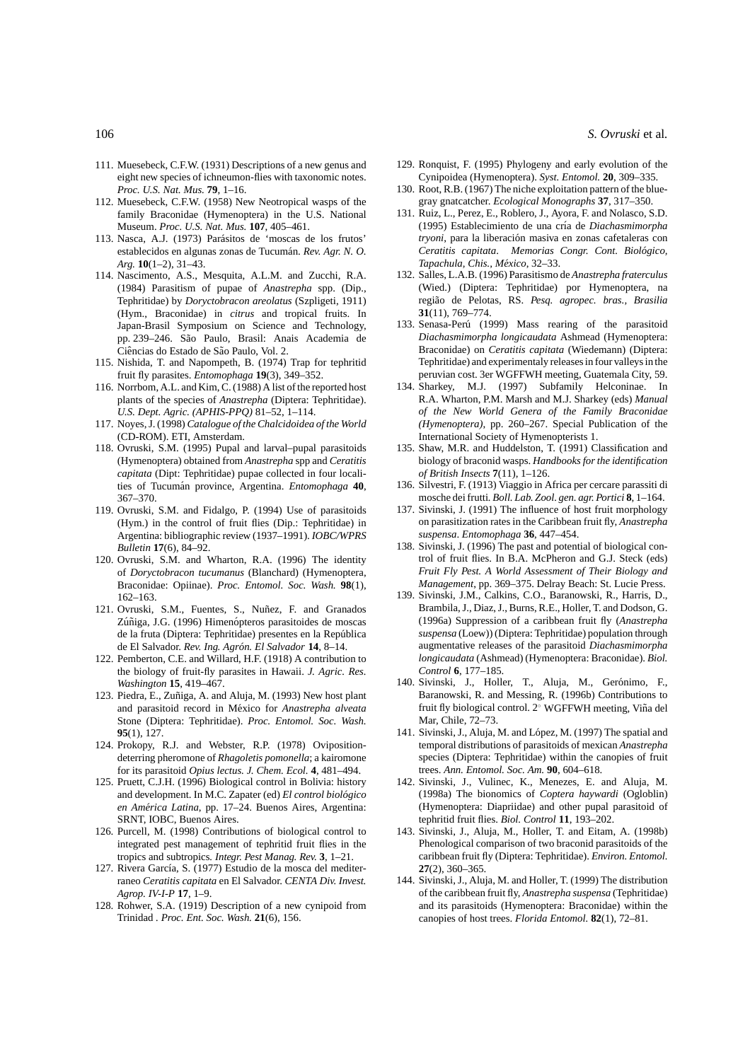111. Muesebeck, C.F.W. (1931) Descriptions of a new genus and eight new species of ichneumon-flies with taxonomic notes. *Proc. U.S. Nat. Mus.* **79**, 1–16.
112. Muesebeck, C.F.W. (1958) New Neotropical wasps of the family Braconidae (Hymenoptera) in the U.S. National Museum. *Proc. U.S. Nat. Mus.* **107**, 405–461.
113. Nasca, A.J. (1973) Parásitos de 'moscas de los frutos' establecidos en algunas zonas de Tucumán. *Rev. Agr. N. O. Arg.* **10**(1–2), 31–43.
114. Nascimento, A.S., Mesquita, A.L.M. and Zucchi, R.A. (1984) Parasitism of pupae of *Anastrepha* spp. (Dip., Tephritidae) by *Doryctobracon areolatus* (Szpligeti, 1911) (Hym., Braconidae) in *citrus* and tropical fruits. In Japan-Brasil Symposium on Science and Technology, pp. 239–246. São Paulo, Brasil: Anais Academia de Ciências do Estado de São Paulo, Vol. 2.
115. Nishida, T. and Napompeth, B. (1974) Trap for tephritid fruit fly parasites. *Entomophaga* **19**(3), 349–352.
116. Norrbom, A.L. and Kim, C. (1988) A list of the reported host plants of the species of *Anastrepha* (Diptera: Tephritidae). *U.S. Dept. Agric. (APHIS-PPQ)* 81–52, 1–114.
117. Noyes, J. (1998) *Catalogue of the Chalcidoidea of the World* (CD-ROM). ETI, Amsterdam.
118. Ovruski, S.M. (1995) Pupal and larval–pupal parasitoids (Hymenoptera) obtained from *Anastrepha* spp and *Ceratitis capitata* (Dipt: Tephritidae) pupae collected in four localities of Tucumán province, Argentina. *Entomophaga* **40**, 367–370.
119. Ovruski, S.M. and Fidalgo, P. (1994) Use of parasitoids (Hym.) in the control of fruit flies (Dip.: Tephritidae) in Argentina: bibliographic review (1937–1991). *IOBC/WPRS Bulletin* **17**(6), 84–92.
120. Ovruski, S.M. and Wharton, R.A. (1996) The identity of *Doryctobracon tucumanus* (Blanchard) (Hymenoptera, Braconidae: Opiinae). *Proc. Entomol. Soc. Wash.* **98**(1), 162–163.
121. Ovruski, S.M., Fuentes, S., Nuñez, F. and Granados Zúñiga, J.G. (1996) Himenópteros parasitoides de moscas de la fruta (Diptera: Tephritidae) presentes en la República de El Salvador. *Rev. Ing. Agrón. El Salvador* **14**, 8–14.
122. Pemberton, C.E. and Willard, H.F. (1918) A contribution to the biology of fruit-fly parasites in Hawaii. *J. Agric. Res. Washington* **15**, 419–467.
123. Piedra, E., Zuñiga, A. and Aluja, M. (1993) New host plant and parasitoid record in México for *Anastrepha alveata* Stone (Diptera: Tephritidae). *Proc. Entomol. Soc. Wash.* **95**(1), 127.
124. Prokopy, R.J. and Webster, R.P. (1978) Oviposition-deterring pheromone of *Rhagoletis pomonella*; a kairomone for its parasitoid *Opius lectus*. *J. Chem. Ecol.* **4**, 481–494.
125. Pruett, C.J.H. (1996) Biological control in Bolivia: history and development. In M.C. Zapater (ed) *El control biológico en América Latina*, pp. 17–24. Buenos Aires, Argentina: SRNT, IOBC, Buenos Aires.
126. Purcell, M. (1998) Contributions of biological control to integrated pest management of tephritid fruit flies in the tropics and subtropics. *Integr. Pest Manag. Rev.* **3**, 1–21.
127. Rivera García, S. (1977) Estudio de la mosca del mediterraneo *Ceratitis capitata* en El Salvador. *CENTA Div. Invest. Agrop. IV-I-P* **17**, 1–9.
128. Rohwer, S.A. (1919) Description of a new cynipoid from Trinidad . *Proc. Ent. Soc. Wash.* **21**(6), 156.
129. Ronquist, F. (1995) Phylogeny and early evolution of the Cynipoidea (Hymenoptera). *Syst. Entomol.* **20**, 309–335.
130. Root, R.B. (1967) The niche exploitation pattern of the blue-gray gnatcatcher. *Ecological Monographs* **37**, 317–350.
131. Ruiz, L., Perez, E., Roblero, J., Ayora, F. and Nolasco, S.D. (1995) Establecimiento de una cría de *Diachasmimorpha tryoni*, para la liberación masiva en zonas cafetaleras con *Ceratitis capitata*. *Memorias Congr. Cont. Biológico, Tapachula, Chis., México*, 32–33.
132. Salles, L.A.B. (1996) Parasitismo de *Anastrepha fraterculus* (Wied.) (Diptera: Tephritidae) por Hymenoptera, na região de Pelotas, RS. *Pesq. agropec. bras., Brasilia* **31**(11), 769–774.
133. Senasa-Perú (1999) Mass rearing of the parasitoid *Diachasmimorpha longicaudata* Ashmead (Hymenoptera: Braconidae) on *Ceratitis capitata* (Wiedemann) (Diptera: Tephritidae) and experimentaly releases in four valleys in the peruvian cost. 3er WGFFWH meeting, Guatemala City, 59.
134. Sharkey, M.J. (1997) Subfamily Helconinae. In R.A. Wharton, P.M. Marsh and M.J. Sharkey (eds) *Manual of the New World Genera of the Family Braconidae (Hymenoptera)*, pp. 260–267. Special Publication of the International Society of Hymenopterists 1.
135. Shaw, M.R. and Huddelston, T. (1991) Classification and biology of braconid wasps. *Handbooks for the identification of British Insects* **7**(11), 1–126.
136. Silvestri, F. (1913) Viaggio in Africa per cercare parassiti di mosche dei frutti. *Boll. Lab. Zool. gen. agr. Portici* **8**, 1–164.
137. Sivinski, J. (1991) The influence of host fruit morphology on parasitization rates in the Caribbean fruit fly, *Anastrepha suspensa*. *Entomophaga* **36**, 447–454.
138. Sivinski, J. (1996) The past and potential of biological control of fruit flies. In B.A. McPheron and G.J. Steck (eds) *Fruit Fly Pest. A World Assessment of Their Biology and Management*, pp. 369–375. Delray Beach: St. Lucie Press.
139. Sivinski, J.M., Calkins, C.O., Baranowski, R., Harris, D., Brambila, J., Diaz, J., Burns, R.E., Holler, T. and Dodson, G. (1996a) Suppression of a caribbean fruit fly (*Anastrepha suspensa* (Loew)) (Diptera: Tephritidae) population through augmentative releases of the parasitoid *Diachasmimorpha longicaudata* (Ashmead) (Hymenoptera: Braconidae). *Biol. Control* **6**, 177–185.
140. Sivinski, J., Holler, T., Aluja, M., Gerónimo, F., Baranowski, R. and Messing, R. (1996b) Contributions to fruit fly biological control. 2° WGFFWH meeting, Viña del Mar, Chile, 72–73.
141. Sivinski, J., Aluja, M. and López, M. (1997) The spatial and temporal distributions of parasitoids of mexican *Anastrepha* species (Diptera: Tephritidae) within the canopies of fruit trees. *Ann. Entomol. Soc. Am.* **90**, 604–618.
142. Sivinski, J., Vulinec, K., Menezes, E. and Aluja, M. (1998a) The bionomics of *Coptera haywardi* (Ogloblin) (Hymenoptera: Diapriidae) and other pupal parasitoid of tephritid fruit flies. *Biol. Control* **11**, 193–202.
143. Sivinski, J., Aluja, M., Holler, T. and Eitam, A. (1998b) Phenological comparison of two braconid parasitoids of the caribbean fruit fly (Diptera: Tephritidae). *Environ. Entomol.* **27**(2), 360–365.
144. Sivinski, J., Aluja, M. and Holler, T. (1999) The distribution of the caribbean fruit fly, *Anastrepha suspensa* (Tephritidae) and its parasitoids (Hymenoptera: Braconidae) within the canopies of host trees. *Florida Entomol.* **82**(1), 72–81.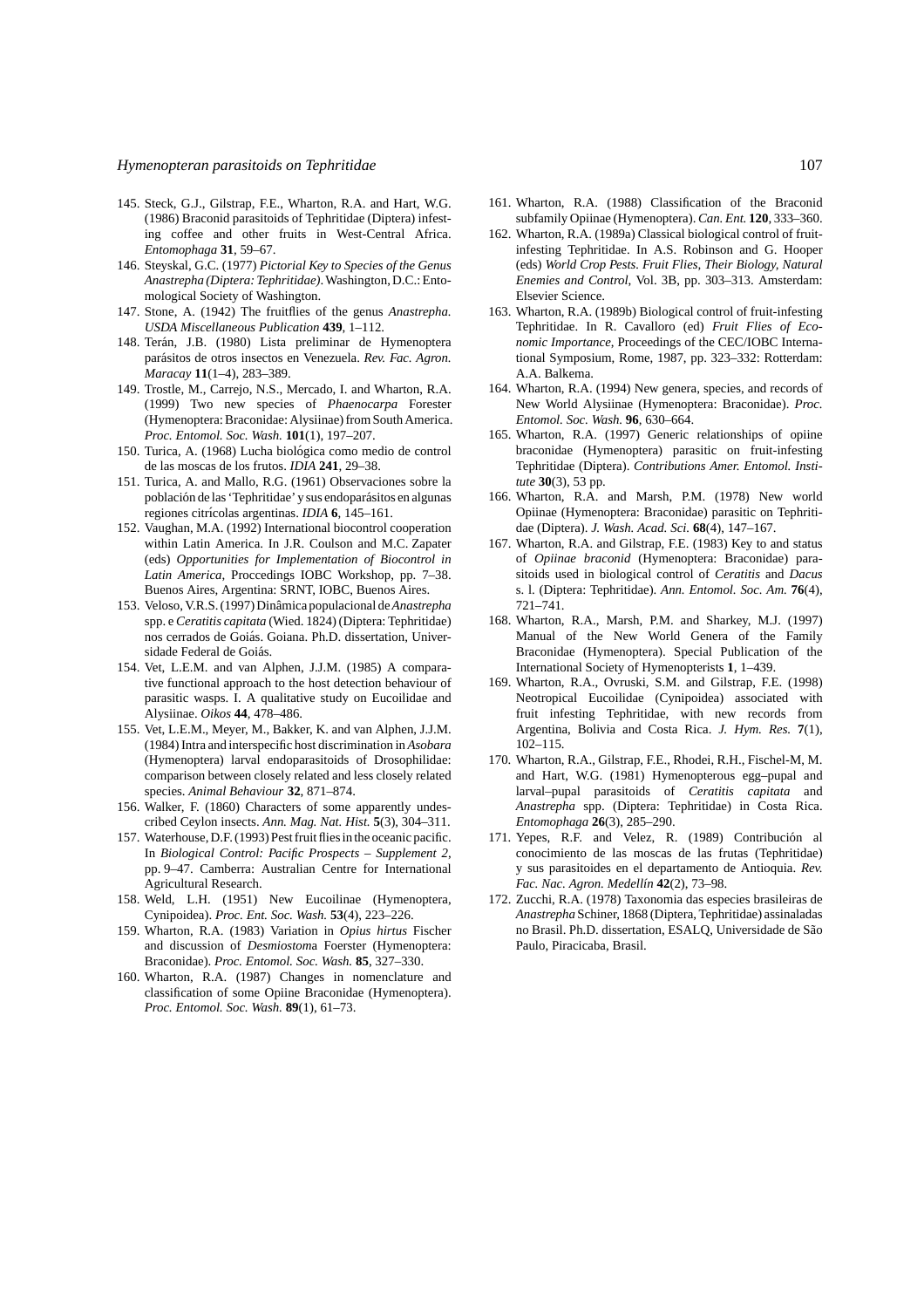145. Steck, G.J., Gilstrap, F.E., Wharton, R.A. and Hart, W.G. (1986) Braconid parasitoids of Tephritidae (Diptera) infesting coffee and other fruits in West-Central Africa. *Entomophaga* **31**, 59–67.
146. Steyskal, G.C. (1977) *Pictorial Key to Species of the Genus Anastrepha (Diptera: Tephritidae)*. Washington, D.C.: Entomological Society of Washington.
147. Stone, A. (1942) The fruitflies of the genus *Anastrepha. USDA Miscellaneous Publication* **439**, 1–112.
148. Terán, J.B. (1980) Lista preliminar de Hymenoptera parásitos de otros insectos en Venezuela. *Rev. Fac. Agron. Maracay* **11**(1–4), 283–389.
149. Trostle, M., Carrejo, N.S., Mercado, I. and Wharton, R.A. (1999) Two new species of *Phaenocarpa* Forester (Hymenoptera: Braconidae: Alysiinae) from South America. *Proc. Entomol. Soc. Wash.* **101**(1), 197–207.
150. Turica, A. (1968) Lucha biológica como medio de control de las moscas de los frutos. *IDIA* **241**, 29–38.
151. Turica, A. and Mallo, R.G. (1961) Observaciones sobre la población de las 'Tephritidae' y sus endoparásitos en algunas regiones citrícolas argentinas. *IDIA* **6**, 145–161.
152. Vaughan, M.A. (1992) International biocontrol cooperation within Latin America. In J.R. Coulson and M.C. Zapater (eds) *Opportunities for Implementation of Biocontrol in Latin America*, Proccedings IOBC Workshop, pp. 7–38. Buenos Aires, Argentina: SRNT, IOBC, Buenos Aires.
153. Veloso, V.R.S. (1997) Dinâmica populacional de *Anastrepha* spp. e *Ceratitis capitata* (Wied. 1824) (Diptera: Tephritidae) nos cerrados de Goiás. Goiana. Ph.D. dissertation, Universidade Federal de Goiás.
154. Vet, L.E.M. and van Alphen, J.J.M. (1985) A comparative functional approach to the host detection behaviour of parasitic wasps. I. A qualitative study on Eucoilidae and Alysiinae. *Oikos* **44**, 478–486.
155. Vet, L.E.M., Meyer, M., Bakker, K. and van Alphen, J.J.M. (1984) Intra and interspecific host discrimination in *Asobara* (Hymenoptera) larval endoparasitoids of Drosophilidae: comparison between closely related and less closely related species. *Animal Behaviour* **32**, 871–874.
156. Walker, F. (1860) Characters of some apparently undescribed Ceylon insects. *Ann. Mag. Nat. Hist.* **5**(3), 304–311.
157. Waterhouse, D.F. (1993) Pest fruit flies in the oceanic pacific. In *Biological Control: Pacific Prospects – Supplement 2*, pp. 9–47. Camberra: Australian Centre for International Agricultural Research.
158. Weld, L.H. (1951) New Eucoilinae (Hymenoptera, Cynipoidea). *Proc. Ent. Soc. Wash.* **53**(4), 223–226.
159. Wharton, R.A. (1983) Variation in *Opius hirtus* Fischer and discussion of *Desmiostoma* Foerster (Hymenoptera: Braconidae). *Proc. Entomol. Soc. Wash.* **85**, 327–330.
160. Wharton, R.A. (1987) Changes in nomenclature and classification of some Opiine Braconidae (Hymenoptera). *Proc. Entomol. Soc. Wash.* **89**(1), 61–73.
161. Wharton, R.A. (1988) Classification of the Braconid subfamily Opiinae (Hymenoptera). *Can. Ent.* **120**, 333–360.
162. Wharton, R.A. (1989a) Classical biological control of fruit-infesting Tephritidae. In A.S. Robinson and G. Hooper (eds) *World Crop Pests. Fruit Flies, Their Biology, Natural Enemies and Control*, Vol. 3B, pp. 303–313. Amsterdam: Elsevier Science.
163. Wharton, R.A. (1989b) Biological control of fruit-infesting Tephritidae. In R. Cavalloro (ed) *Fruit Flies of Economic Importance*, Proceedings of the CEC/IOBC International Symposium, Rome, 1987, pp. 323–332: Rotterdam: A.A. Balkema.
164. Wharton, R.A. (1994) New genera, species, and records of New World Alysiinae (Hymenoptera: Braconidae). *Proc. Entomol. Soc. Wash.* **96**, 630–664.
165. Wharton, R.A. (1997) Generic relationships of opiine braconidae (Hymenoptera) parasitic on fruit-infesting Tephritidae (Diptera). *Contributions Amer. Entomol. Institute* **30**(3), 53 pp.
166. Wharton, R.A. and Marsh, P.M. (1978) New world Opiinae (Hymenoptera: Braconidae) parasitic on Tephritidae (Diptera). *J. Wash. Acad. Sci.* **68**(4), 147–167.
167. Wharton, R.A. and Gilstrap, F.E. (1983) Key to and status of *Opiinae braconid* (Hymenoptera: Braconidae) parasitoids used in biological control of *Ceratitis* and *Dacus* s. l. (Diptera: Tephritidae). *Ann. Entomol. Soc. Am.* **76**(4), 721–741.
168. Wharton, R.A., Marsh, P.M. and Sharkey, M.J. (1997) Manual of the New World Genera of the Family Braconidae (Hymenoptera). Special Publication of the International Society of Hymenopterists **1**, 1–439.
169. Wharton, R.A., Ovruski, S.M. and Gilstrap, F.E. (1998) Neotropical Eucoilidae (Cynipoidea) associated with fruit infesting Tephritidae, with new records from Argentina, Bolivia and Costa Rica. *J. Hym. Res.* **7**(1), 102–115.
170. Wharton, R.A., Gilstrap, F.E., Rhodei, R.H., Fischel-M, M. and Hart, W.G. (1981) Hymenopterous egg–pupal and larval–pupal parasitoids of *Ceratitis capitata* and *Anastrepha* spp. (Diptera: Tephritidae) in Costa Rica. *Entomophaga* **26**(3), 285–290.
171. Yepes, R.F. and Velez, R. (1989) Contribución al conocimiento de las moscas de las frutas (Tephritidae) y sus parasitoides en el departamento de Antioquia. *Rev. Fac. Nac. Agron. Medellín* **42**(2), 73–98.
172. Zucchi, R.A. (1978) Taxonomia das especies brasileiras de *Anastrepha* Schiner, 1868 (Diptera, Tephritidae) assinaladas no Brasil. Ph.D. dissertation, ESALQ, Universidade de São Paulo, Piracicaba, Brasil.